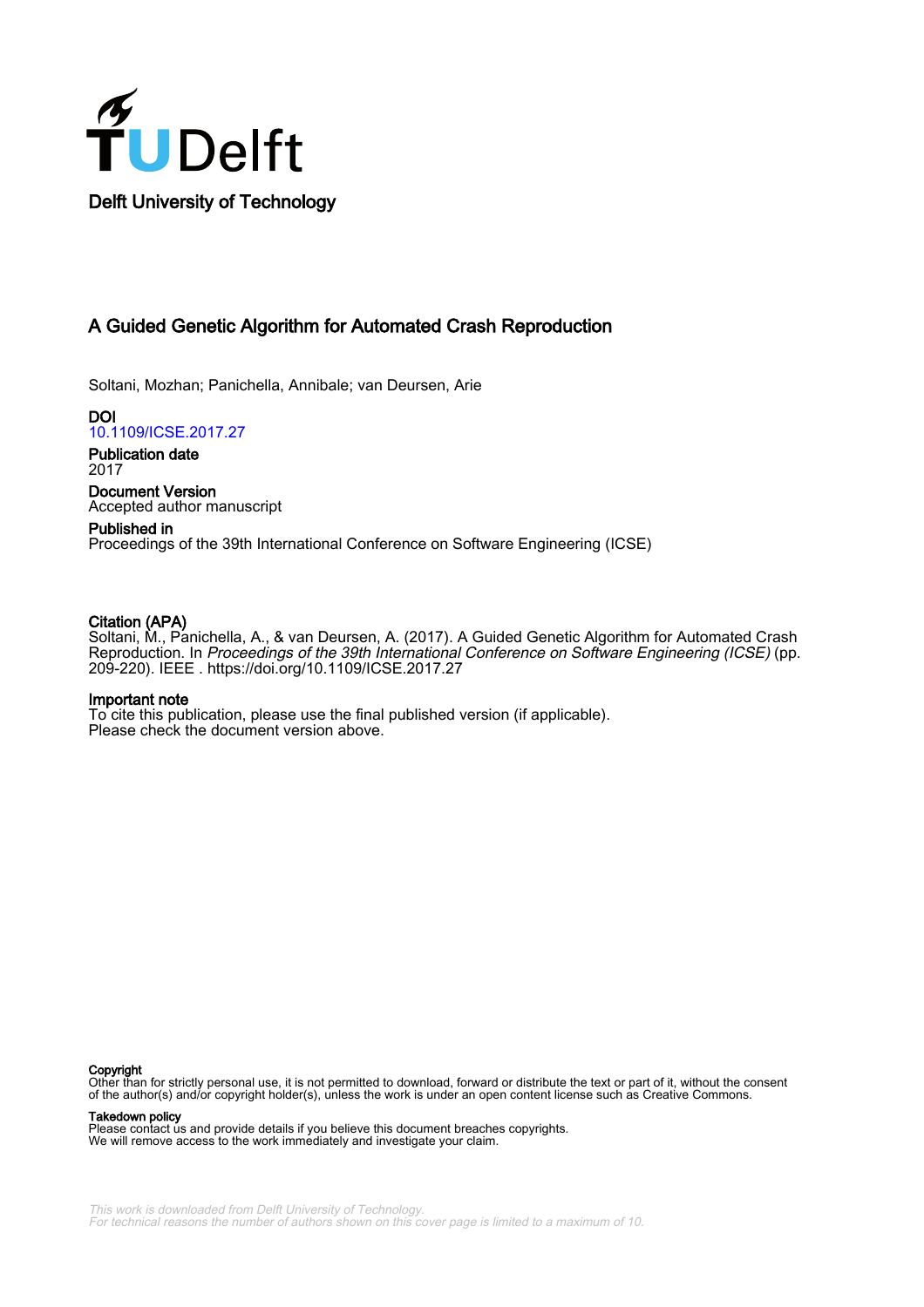Delft University of Technology

# A Guided Genetic Algorithm for Automated Crash Reproduction

Soltani, Mozhan; Panichella, Annibale; van Deursen, Arie

**DOI**
10.1109/ICSE.2017.27

**Publication date**
2017

**Document Version**
Accepted author manuscript

**Published in**
Proceedings of the 39th International Conference on Software Engineering (ICSE)

**Citation (APA)**
Soltani, M., Panichella, A., & van Deursen, A. (2017). A Guided Genetic Algorithm for Automated Crash Reproduction. In *Proceedings of the 39th International Conference on Software Engineering (ICSE)* (pp. 209-220). IEEE . https://doi.org/10.1109/ICSE.2017.27

**Important note**
To cite this publication, please use the final published version (if applicable).
Please check the document version above.

**Copyright**
Other than for strictly personal use, it is not permitted to download, forward or distribute the text or part of it, without the consent of the author(s) and/or copyright holder(s), unless the work is under an open content license such as Creative Commons.

**Takedown policy**
Please contact us and provide details if you believe this document breaches copyrights.
We will remove access to the work immediately and investigate your claim.

*This work is downloaded from Delft University of Technology.*
*For technical reasons the number of authors shown on this cover page is limited to a maximum of 10.*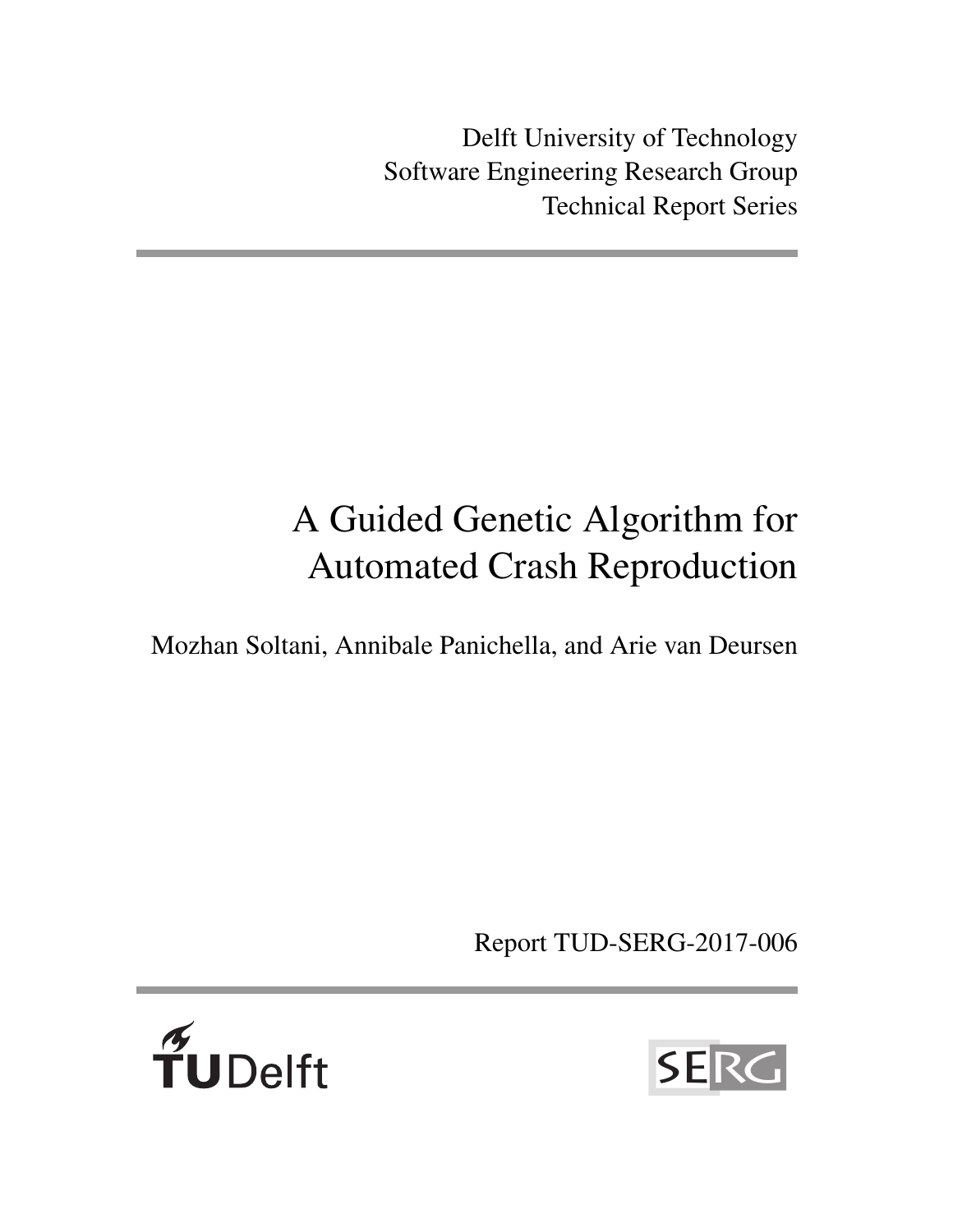Delft University of Technology
Software Engineering Research Group
Technical Report Series

# A Guided Genetic Algorithm for Automated Crash Reproduction

Mozhan Soltani, Annibale Panichella, and Arie van Deursen

Report TUD-SERG-2017-006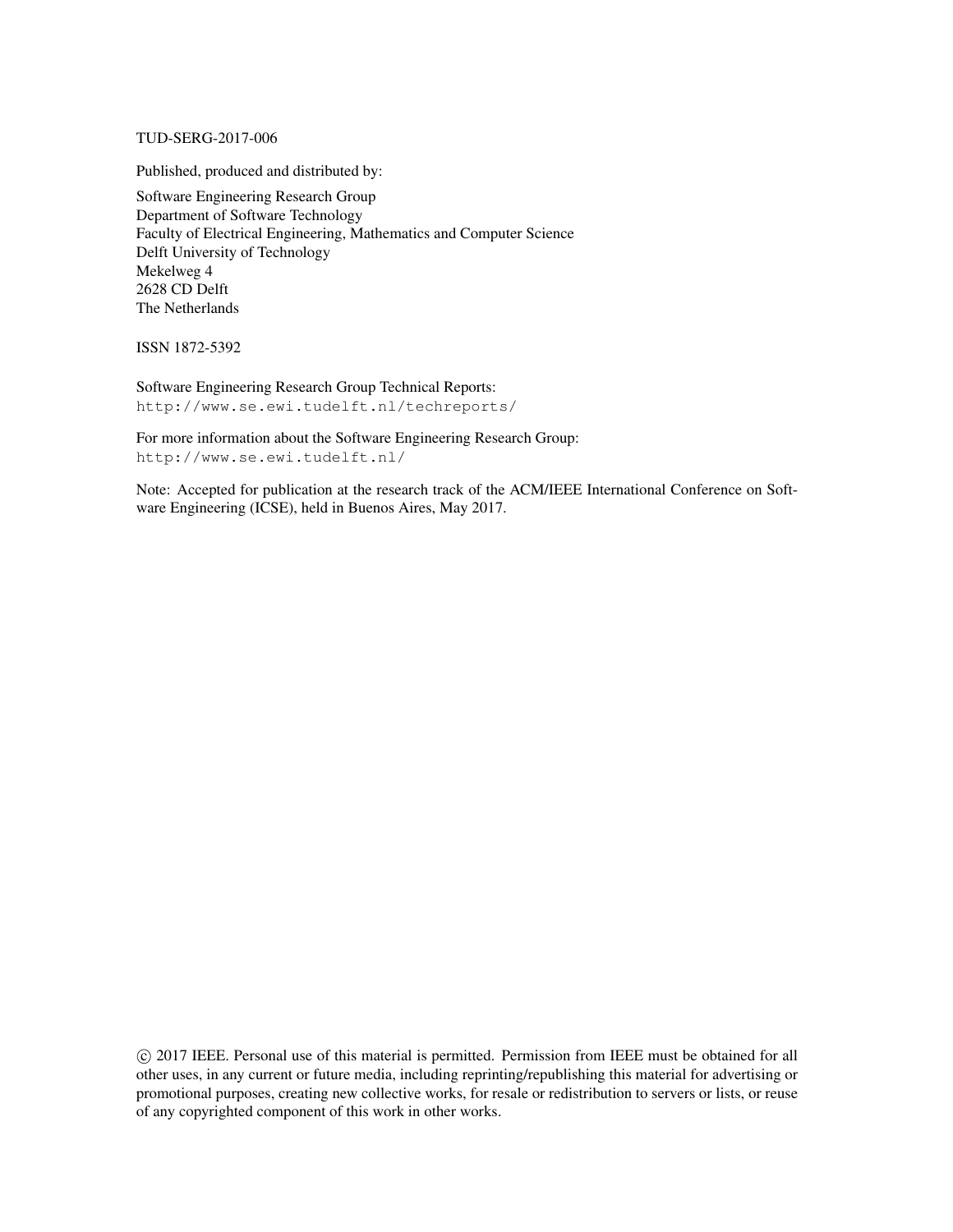TUD-SERG-2017-006

Published, produced and distributed by:

Software Engineering Research Group
Department of Software Technology
Faculty of Electrical Engineering, Mathematics and Computer Science
Delft University of Technology
Mekelweg 4
2628 CD Delft
The Netherlands

ISSN 1872-5392

Software Engineering Research Group Technical Reports:
http://www.se.ewi.tudelft.nl/techreports/

For more information about the Software Engineering Research Group:
http://www.se.ewi.tudelft.nl/

Note: Accepted for publication at the research track of the ACM/IEEE International Conference on Software Engineering (ICSE), held in Buenos Aires, May 2017.

© 2017 IEEE. Personal use of this material is permitted. Permission from IEEE must be obtained for all other uses, in any current or future media, including reprinting/republishing this material for advertising or promotional purposes, creating new collective works, for resale or redistribution to servers or lists, or reuse of any copyrighted component of this work in other works.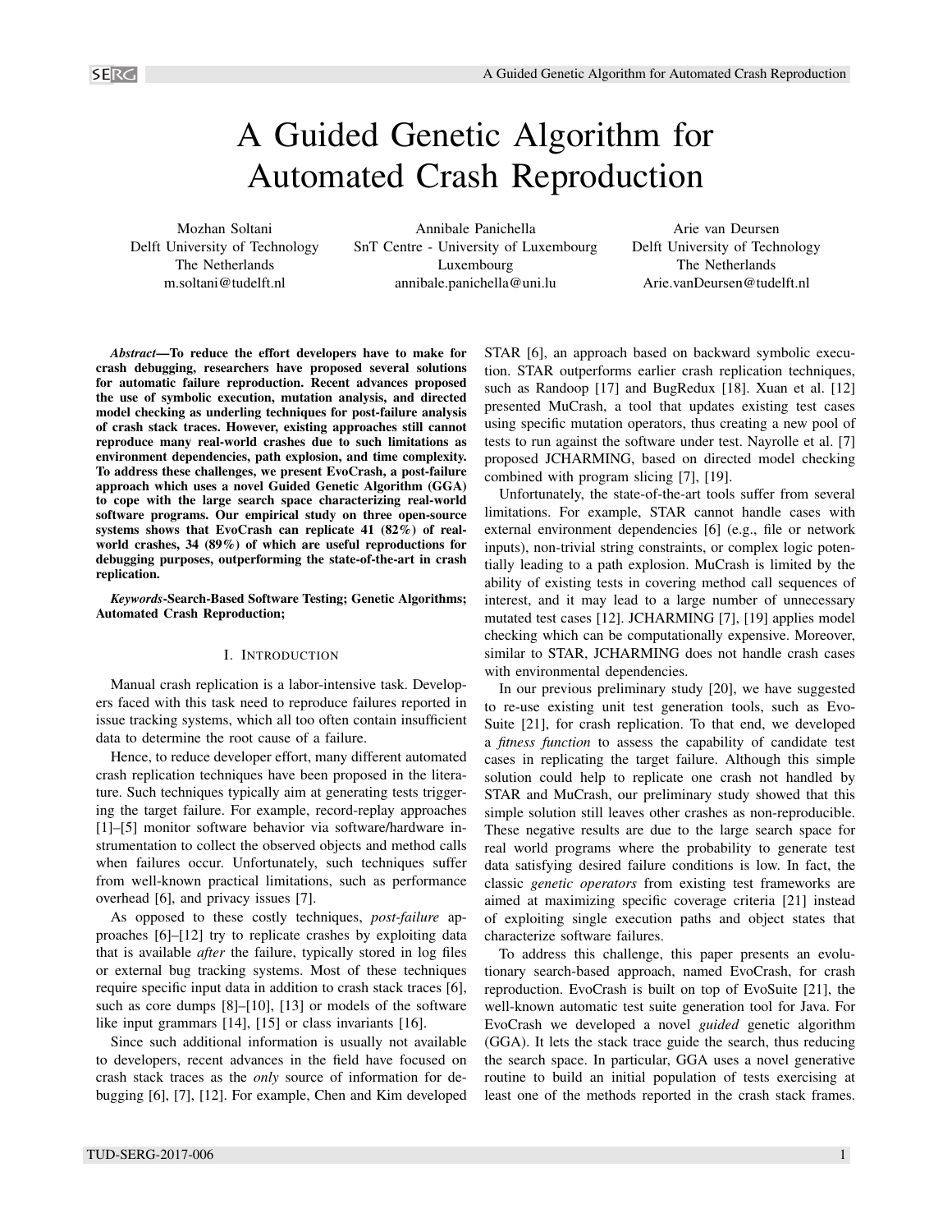# A Guided Genetic Algorithm for Automated Crash Reproduction

Mozhan Soltani
Delft University of Technology
The Netherlands
m.soltani@tudelft.nl

Annibale Panichella
SnT Centre - University of Luxembourg
Luxembourg
annibale.panichella@uni.lu

Arie van Deursen
Delft University of Technology
The Netherlands
Arie.vanDeursen@tudelft.nl

***Abstract*—To reduce the effort developers have to make for crash debugging, researchers have proposed several solutions for automatic failure reproduction. Recent advances proposed the use of symbolic execution, mutation analysis, and directed model checking as underling techniques for post-failure analysis of crash stack traces. However, existing approaches still cannot reproduce many real-world crashes due to such limitations as environment dependencies, path explosion, and time complexity. To address these challenges, we present EvoCrash, a post-failure approach which uses a novel Guided Genetic Algorithm (GGA) to cope with the large search space characterizing real-world software programs. Our empirical study on three open-source systems shows that EvoCrash can replicate 41 (82%) of real-world crashes, 34 (89%) of which are useful reproductions for debugging purposes, outperforming the state-of-the-art in crash replication.**

***Keywords*-Search-Based Software Testing; Genetic Algorithms; Automated Crash Reproduction;**

## I. Introduction

Manual crash replication is a labor-intensive task. Developers faced with this task need to reproduce failures reported in issue tracking systems, which all too often contain insufficient data to determine the root cause of a failure.

Hence, to reduce developer effort, many different automated crash replication techniques have been proposed in the literature. Such techniques typically aim at generating tests triggering the target failure. For example, record-replay approaches [1]–[5] monitor software behavior via software/hardware instrumentation to collect the observed objects and method calls when failures occur. Unfortunately, such techniques suffer from well-known practical limitations, such as performance overhead [6], and privacy issues [7].

As opposed to these costly techniques, *post-failure* approaches [6]–[12] try to replicate crashes by exploiting data that is available *after* the failure, typically stored in log files or external bug tracking systems. Most of these techniques require specific input data in addition to crash stack traces [6], such as core dumps [8]–[10], [13] or models of the software like input grammars [14], [15] or class invariants [16].

Since such additional information is usually not available to developers, recent advances in the field have focused on crash stack traces as the *only* source of information for debugging [6], [7], [12]. For example, Chen and Kim developed STAR [6], an approach based on backward symbolic execution. STAR outperforms earlier crash replication techniques, such as Randoop [17] and BugRedux [18]. Xuan et al. [12] presented MuCrash, a tool that updates existing test cases using specific mutation operators, thus creating a new pool of tests to run against the software under test. Nayrolle et al. [7] proposed JCHARMING, based on directed model checking combined with program slicing [7], [19].

Unfortunately, the state-of-the-art tools suffer from several limitations. For example, STAR cannot handle cases with external environment dependencies [6] (e.g., file or network inputs), non-trivial string constraints, or complex logic potentially leading to a path explosion. MuCrash is limited by the ability of existing tests in covering method call sequences of interest, and it may lead to a large number of unnecessary mutated test cases [12]. JCHARMING [7], [19] applies model checking which can be computationally expensive. Moreover, similar to STAR, JCHARMING does not handle crash cases with environmental dependencies.

In our previous preliminary study [20], we have suggested to re-use existing unit test generation tools, such as EvoSuite [21], for crash replication. To that end, we developed a *fitness function* to assess the capability of candidate test cases in replicating the target failure. Although this simple solution could help to replicate one crash not handled by STAR and MuCrash, our preliminary study showed that this simple solution still leaves other crashes as non-reproducible. These negative results are due to the large search space for real world programs where the probability to generate test data satisfying desired failure conditions is low. In fact, the classic *genetic operators* from existing test frameworks are aimed at maximizing specific coverage criteria [21] instead of exploiting single execution paths and object states that characterize software failures.

To address this challenge, this paper presents an evolutionary search-based approach, named EvoCrash, for crash reproduction. EvoCrash is built on top of EvoSuite [21], the well-known automatic test suite generation tool for Java. For EvoCrash we developed a novel *guided* genetic algorithm (GGA). It lets the stack trace guide the search, thus reducing the search space. In particular, GGA uses a novel generative routine to build an initial population of tests exercising at least one of the methods reported in the crash stack frames.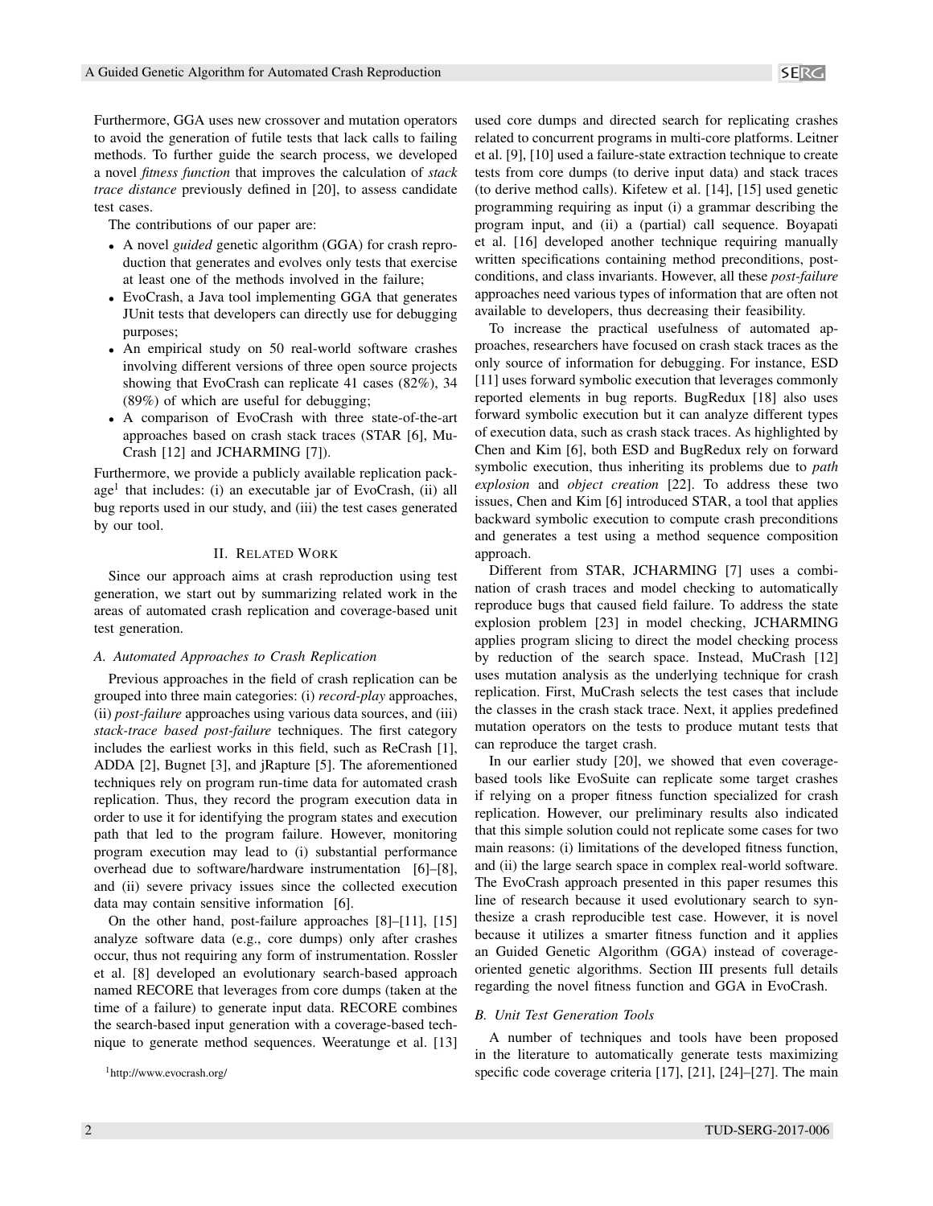Furthermore, GGA uses new crossover and mutation operators to avoid the generation of futile tests that lack calls to failing methods. To further guide the search process, we developed a novel *fitness function* that improves the calculation of *stack trace distance* previously defined in [20], to assess candidate test cases.

The contributions of our paper are:

- A novel *guided* genetic algorithm (GGA) for crash reproduction that generates and evolves only tests that exercise at least one of the methods involved in the failure;
- EvoCrash, a Java tool implementing GGA that generates JUnit tests that developers can directly use for debugging purposes;
- An empirical study on 50 real-world software crashes involving different versions of three open source projects showing that EvoCrash can replicate 41 cases (82%), 34 (89%) of which are useful for debugging;
- A comparison of EvoCrash with three state-of-the-art approaches based on crash stack traces (STAR [6], MuCrash [12] and JCHARMING [7]).

Furthermore, we provide a publicly available replication package[1] that includes: (i) an executable jar of EvoCrash, (ii) all bug reports used in our study, and (iii) the test cases generated by our tool.

## II. Related Work

Since our approach aims at crash reproduction using test generation, we start out by summarizing related work in the areas of automated crash replication and coverage-based unit test generation.

### A. Automated Approaches to Crash Replication

Previous approaches in the field of crash replication can be grouped into three main categories: (i) *record-play* approaches, (ii) *post-failure* approaches using various data sources, and (iii) *stack-trace based post-failure* techniques. The first category includes the earliest works in this field, such as ReCrash [1], ADDA [2], Bugnet [3], and jRapture [5]. The aforementioned techniques rely on program run-time data for automated crash replication. Thus, they record the program execution data in order to use it for identifying the program states and execution path that led to the program failure. However, monitoring program execution may lead to (i) substantial performance overhead due to software/hardware instrumentation [6]–[8], and (ii) severe privacy issues since the collected execution data may contain sensitive information [6].

On the other hand, post-failure approaches [8]–[11], [15] analyze software data (e.g., core dumps) only after crashes occur, thus not requiring any form of instrumentation. Rossler et al. [8] developed an evolutionary search-based approach named RECORE that leverages from core dumps (taken at the time of a failure) to generate input data. RECORE combines the search-based input generation with a coverage-based technique to generate method sequences. Weeratunge et al. [13] used core dumps and directed search for replicating crashes related to concurrent programs in multi-core platforms. Leitner et al. [9], [10] used a failure-state extraction technique to create tests from core dumps (to derive input data) and stack traces (to derive method calls). Kifetew et al. [14], [15] used genetic programming requiring as input (i) a grammar describing the program input, and (ii) a (partial) call sequence. Boyapati et al. [16] developed another technique requiring manually written specifications containing method preconditions, postconditions, and class invariants. However, all these *post-failure* approaches need various types of information that are often not available to developers, thus decreasing their feasibility.

To increase the practical usefulness of automated approaches, researchers have focused on crash stack traces as the only source of information for debugging. For instance, ESD [11] uses forward symbolic execution that leverages commonly reported elements in bug reports. BugRedux [18] also uses forward symbolic execution but it can analyze different types of execution data, such as crash stack traces. As highlighted by Chen and Kim [6], both ESD and BugRedux rely on forward symbolic execution, thus inheriting its problems due to *path explosion* and *object creation* [22]. To address these two issues, Chen and Kim [6] introduced STAR, a tool that applies backward symbolic execution to compute crash preconditions and generates a test using a method sequence composition approach.

Different from STAR, JCHARMING [7] uses a combination of crash traces and model checking to automatically reproduce bugs that caused field failure. To address the state explosion problem [23] in model checking, JCHARMING applies program slicing to direct the model checking process by reduction of the search space. Instead, MuCrash [12] uses mutation analysis as the underlying technique for crash replication. First, MuCrash selects the test cases that include the classes in the crash stack trace. Next, it applies predefined mutation operators on the tests to produce mutant tests that can reproduce the target crash.

In our earlier study [20], we showed that even coverage-based tools like EvoSuite can replicate some target crashes if relying on a proper fitness function specialized for crash replication. However, our preliminary results also indicated that this simple solution could not replicate some cases for two main reasons: (i) limitations of the developed fitness function, and (ii) the large search space in complex real-world software. The EvoCrash approach presented in this paper resumes this line of research because it used evolutionary search to synthesize a crash reproducible test case. However, it is novel because it utilizes a smarter fitness function and it applies an Guided Genetic Algorithm (GGA) instead of coverage-oriented genetic algorithms. Section III presents full details regarding the novel fitness function and GGA in EvoCrash.

### B. Unit Test Generation Tools

A number of techniques and tools have been proposed in the literature to automatically generate tests maximizing specific code coverage criteria [17], [21], [24]–[27]. The main

[1] http://www.evocrash.org/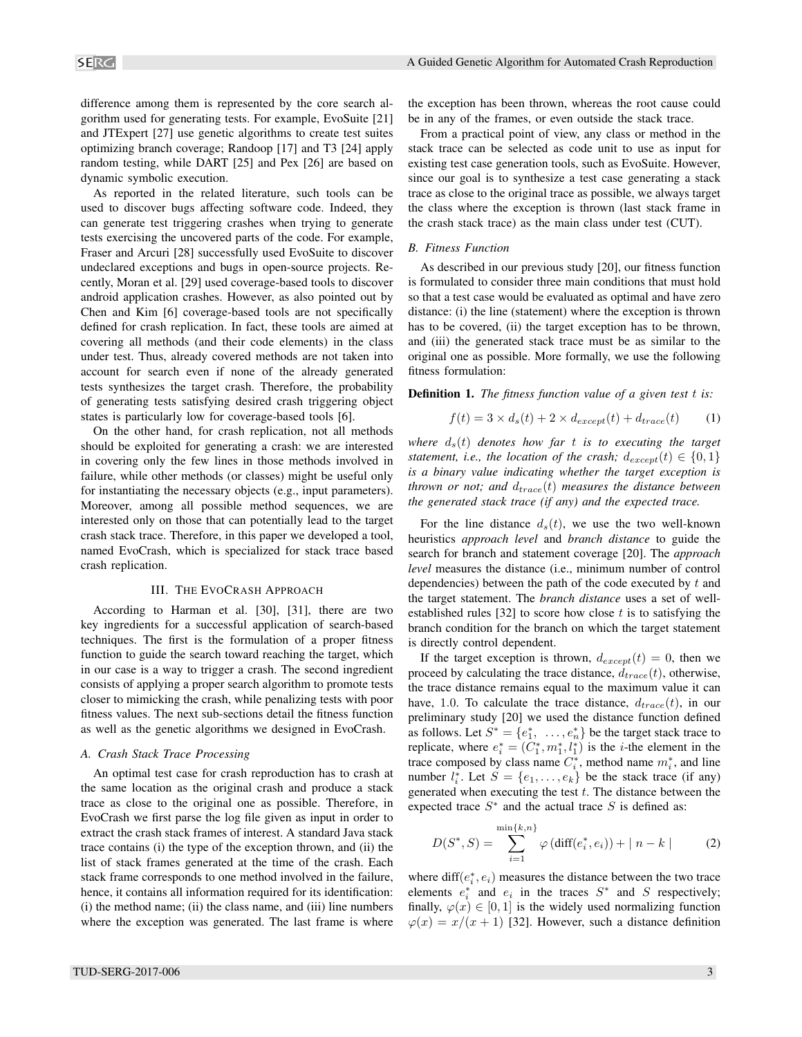difference among them is represented by the core search algorithm used for generating tests. For example, EvoSuite [21] and JTExpert [27] use genetic algorithms to create test suites optimizing branch coverage; Randoop [17] and T3 [24] apply random testing, while DART [25] and Pex [26] are based on dynamic symbolic execution.

As reported in the related literature, such tools can be used to discover bugs affecting software code. Indeed, they can generate test triggering crashes when trying to generate tests exercising the uncovered parts of the code. For example, Fraser and Arcuri [28] successfully used EvoSuite to discover undeclared exceptions and bugs in open-source projects. Recently, Moran et al. [29] used coverage-based tools to discover android application crashes. However, as also pointed out by Chen and Kim [6] coverage-based tools are not specifically defined for crash replication. In fact, these tools are aimed at covering all methods (and their code elements) in the class under test. Thus, already covered methods are not taken into account for search even if none of the already generated tests synthesizes the target crash. Therefore, the probability of generating tests satisfying desired crash triggering object states is particularly low for coverage-based tools [6].

On the other hand, for crash replication, not all methods should be exploited for generating a crash: we are interested in covering only the few lines in those methods involved in failure, while other methods (or classes) might be useful only for instantiating the necessary objects (e.g., input parameters). Moreover, among all possible method sequences, we are interested only on those that can potentially lead to the target crash stack trace. Therefore, in this paper we developed a tool, named EvoCrash, which is specialized for stack trace based crash replication.

## III. The EvoCrash Approach

According to Harman et al. [30], [31], there are two key ingredients for a successful application of search-based techniques. The first is the formulation of a proper fitness function to guide the search toward reaching the target, which in our case is a way to trigger a crash. The second ingredient consists of applying a proper search algorithm to promote tests closer to mimicking the crash, while penalizing tests with poor fitness values. The next sub-sections detail the fitness function as well as the genetic algorithms we designed in EvoCrash.

### A. Crash Stack Trace Processing

An optimal test case for crash reproduction has to crash at the same location as the original crash and produce a stack trace as close to the original one as possible. Therefore, in EvoCrash we first parse the log file given as input in order to extract the crash stack frames of interest. A standard Java stack trace contains (i) the type of the exception thrown, and (ii) the list of stack frames generated at the time of the crash. Each stack frame corresponds to one method involved in the failure, hence, it contains all information required for its identification: (i) the method name; (ii) the class name, and (iii) line numbers where the exception was generated. The last frame is where the exception has been thrown, whereas the root cause could be in any of the frames, or even outside the stack trace.

From a practical point of view, any class or method in the stack trace can be selected as code unit to use as input for existing test case generation tools, such as EvoSuite. However, since our goal is to synthesize a test case generating a stack trace as close to the original trace as possible, we always target the class where the exception is thrown (last stack frame in the crash stack trace) as the main class under test (CUT).

### B. Fitness Function

As described in our previous study [20], our fitness function is formulated to consider three main conditions that must hold so that a test case would be evaluated as optimal and have zero distance: (i) the line (statement) where the exception is thrown has to be covered, (ii) the target exception has to be thrown, and (iii) the generated stack trace must be as similar to the original one as possible. More formally, we use the following fitness formulation:

**Definition 1.** *The fitness function value of a given test $t$ is:*

$$f(t) = 3 \times d_s(t) + 2 \times d_{except}(t) + d_{trace}(t) \qquad (1)$$

*where $d_s(t)$ denotes how far $t$ is to executing the target statement, i.e., the location of the crash; $d_{except}(t) \in \{0, 1\}$ is a binary value indicating whether the target exception is thrown or not; and $d_{trace}(t)$ measures the distance between the generated stack trace (if any) and the expected trace.*

For the line distance $d_s(t)$, we use the two well-known heuristics *approach level* and *branch distance* to guide the search for branch and statement coverage [20]. The *approach level* measures the distance (i.e., minimum number of control dependencies) between the path of the code executed by $t$ and the target statement. The *branch distance* uses a set of well-established rules [32] to score how close $t$ is to satisfying the branch condition for the branch on which the target statement is directly control dependent.

If the target exception is thrown, $d_{except}(t) = 0$, then we proceed by calculating the trace distance, $d_{trace}(t)$, otherwise, the trace distance remains equal to the maximum value it can have, 1.0. To calculate the trace distance, $d_{trace}(t)$, in our preliminary study [20] we used the distance function defined as follows. Let $S^* = \{e_1^*, \ \dots, e_n^*\}$ be the target stack trace to replicate, where $e_i^* = (C_1^*, m_1^*, l_1^*)$ is the $i$-the element in the trace composed by class name $C_i^*$, method name $m_i^*$, and line number $l_i^*$. Let $S = \{e_1, \dots, e_k\}$ be the stack trace (if any) generated when executing the test $t$. The distance between the expected trace $S^*$ and the actual trace $S$ is defined as:

$$D(S^*, S) = \sum_{i=1}^{\min\{k,n\}} \varphi\left(\text{diff}(e_i^*, e_i)\right) + \mid n - k \mid \qquad (2)$$

where $\text{diff}(e_i^*, e_i)$ measures the distance between the two trace elements $e_i^*$ and $e_i$ in the traces $S^*$ and $S$ respectively; finally, $\varphi(x) \in [0, 1]$ is the widely used normalizing function $\varphi(x) = x/(x + 1)$ [32]. However, such a distance definition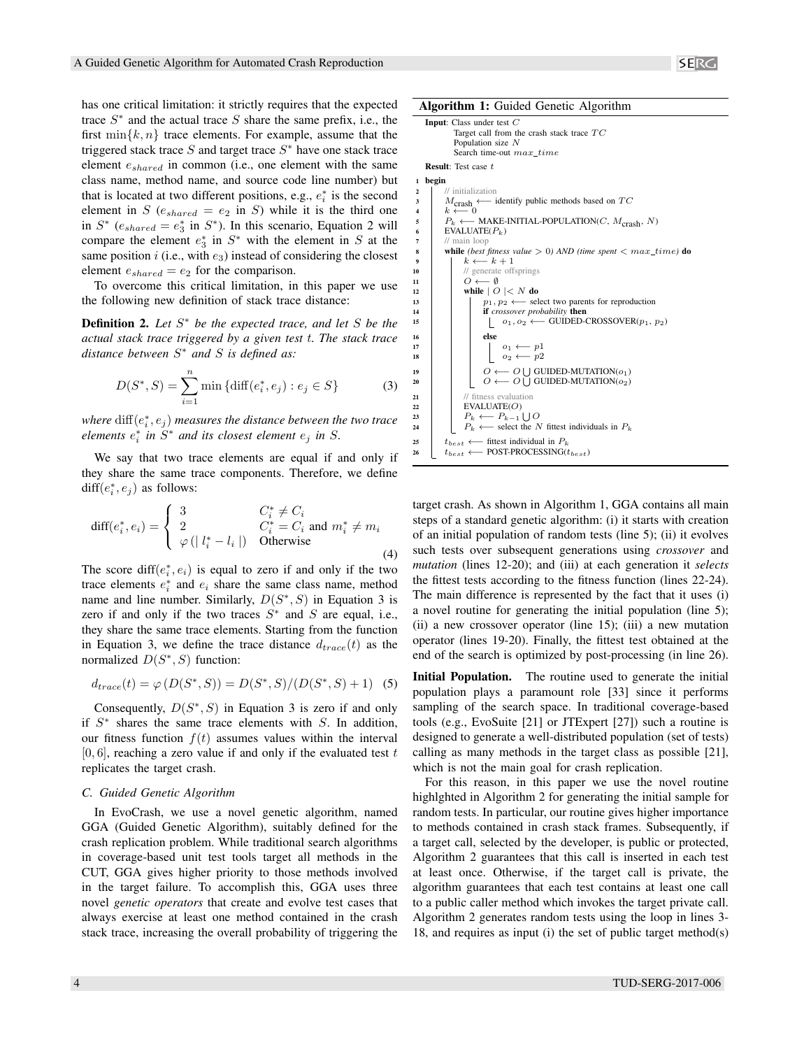has one critical limitation: it strictly requires that the expected trace $S^*$ and the actual trace $S$ share the same prefix, i.e., the first $\min\{k, n\}$ trace elements. For example, assume that the triggered stack trace $S$ and target trace $S^*$ have one stack trace element $e_{shared}$ in common (i.e., one element with the same class name, method name, and source code line number) but that is located at two different positions, e.g., $e_i^*$ is the second element in $S$ ($e_{shared} = e_2$ in $S$) while it is the third one in $S^*$ ($e_{shared} = e_3^*$ in $S^*$). In this scenario, Equation 2 will compare the element $e_3^*$ in $S^*$ with the element in $S$ at the same position $i$ (i.e., with $e_3$) instead of considering the closest element $e_{shared} = e_2$ for the comparison.

To overcome this critical limitation, in this paper we use the following new definition of stack trace distance:

**Definition 2.** *Let $S^*$ be the expected trace, and let $S$ be the actual stack trace triggered by a given test $t$. The stack trace distance between $S^*$ and $S$ is defined as:*

$$D(S^*, S) = \sum_{i=1}^{n} \min \{\text{diff}(e_i^*, e_j) : e_j \in S\} \tag{3}$$

*where $\text{diff}(e_i^*, e_j)$ measures the distance between the two trace elements $e_i^*$ in $S^*$ and its closest element $e_j$ in $S$.*

We say that two trace elements are equal if and only if they share the same trace components. Therefore, we define $\text{diff}(e_i^*, e_j)$ as follows:

$$\text{diff}(e_i^*, e_i) = \begin{cases} 3 & C_i^* \neq C_i \\ 2 & C_i^* = C_i \text{ and } m_i^* \neq m_i \\ \varphi(\mid l_i^* - l_i \mid) & \text{Otherwise} \end{cases} \tag{4}$$

The score $\text{diff}(e_i^*, e_i)$ is equal to zero if and only if the two trace elements $e_i^*$ and $e_i$ share the same class name, method name and line number. Similarly, $D(S^*, S)$ in Equation 3 is zero if and only if the two traces $S^*$ and $S$ are equal, i.e., they share the same trace elements. Starting from the function in Equation 3, we define the trace distance $d_{trace}(t)$ as the normalized $D(S^*, S)$ function:

$$d_{trace}(t) = \varphi(D(S^*, S)) = D(S^*, S)/(D(S^*, S) + 1) \tag{5}$$

Consequently, $D(S^*, S)$ in Equation 3 is zero if and only if $S^*$ shares the same trace elements with $S$. In addition, our fitness function $f(t)$ assumes values within the interval $[0, 6]$, reaching a zero value if and only if the evaluated test $t$ replicates the target crash.

### C. Guided Genetic Algorithm

In EvoCrash, we use a novel genetic algorithm, named GGA (Guided Genetic Algorithm), suitably defined for the crash replication problem. While traditional search algorithms in coverage-based unit test tools target all methods in the CUT, GGA gives higher priority to those methods involved in the target failure. To accomplish this, GGA uses three novel *genetic operators* that create and evolve test cases that always exercise at least one method contained in the crash stack trace, increasing the overall probability of triggering the target crash. As shown in Algorithm 1, GGA contains all main steps of a standard genetic algorithm: (i) it starts with creation of an initial population of random tests (line 5); (ii) it evolves such tests over subsequent generations using *crossover* and *mutation* (lines 12-20); and (iii) at each generation it *selects* the fittest tests according to the fitness function (lines 22-24). The main difference is represented by the fact that it uses (i) a novel routine for generating the initial population (line 5); (ii) a new crossover operator (line 15); (iii) a new mutation operator (lines 19-20). Finally, the fittest test obtained at the end of the search is optimized by post-processing (in line 26).

**Algorithm 1:** Guided Genetic Algorithm

```
Input: Class under test C
       Target call from the crash stack trace TC
       Population size N
       Search time-out max_time
Result: Test case t
1  begin
2      // initialization
3      M_crash ⟵ identify public methods based on TC
4      k ⟵ 0
5      P_k ⟵ MAKE-INITIAL-POPULATION(C, M_crash, N)
6      EVALUATE(P_k)
7      // main loop
8      while (best fitness value > 0) AND (time spent < max_time) do
9          k ⟵ k + 1
10         // generate offsprings
11         O ⟵ ∅
12         while | O |< N do
13             p1, p2 ⟵ select two parents for reproduction
14             if crossover probability then
15                 o1, o2 ⟵ GUIDED-CROSSOVER(p1, p2)
16             else
17                 o1 ⟵ p1
18                 o2 ⟵ p2
19             O ⟵ O ⋃ GUIDED-MUTATION(o1)
20             O ⟵ O ⋃ GUIDED-MUTATION(o2)
21         // fitness evaluation
22         EVALUATE(O)
23         P_k ⟵ P_{k-1} ⋃ O
24         P_k ⟵ select the N fittest individuals in P_k
25     t_best ⟵ fittest individual in P_k
26     t_best ⟵ POST-PROCESSING(t_best)
```

**Initial Population.** The routine used to generate the initial population plays a paramount role [33] since it performs sampling of the search space. In traditional coverage-based tools (e.g., EvoSuite [21] or JTExpert [27]) such a routine is designed to generate a well-distributed population (set of tests) calling as many methods in the target class as possible [21], which is not the main goal for crash replication.

For this reason, in this paper we use the novel routine highlghted in Algorithm 2 for generating the initial sample for random tests. In particular, our routine gives higher importance to methods contained in crash stack frames. Subsequently, if a target call, selected by the developer, is public or protected, Algorithm 2 guarantees that this call is inserted in each test at least once. Otherwise, if the target call is private, the algorithm guarantees that each test contains at least one call to a public caller method which invokes the target private call. Algorithm 2 generates random tests using the loop in lines 3-18, and requires as input (i) the set of public target method(s)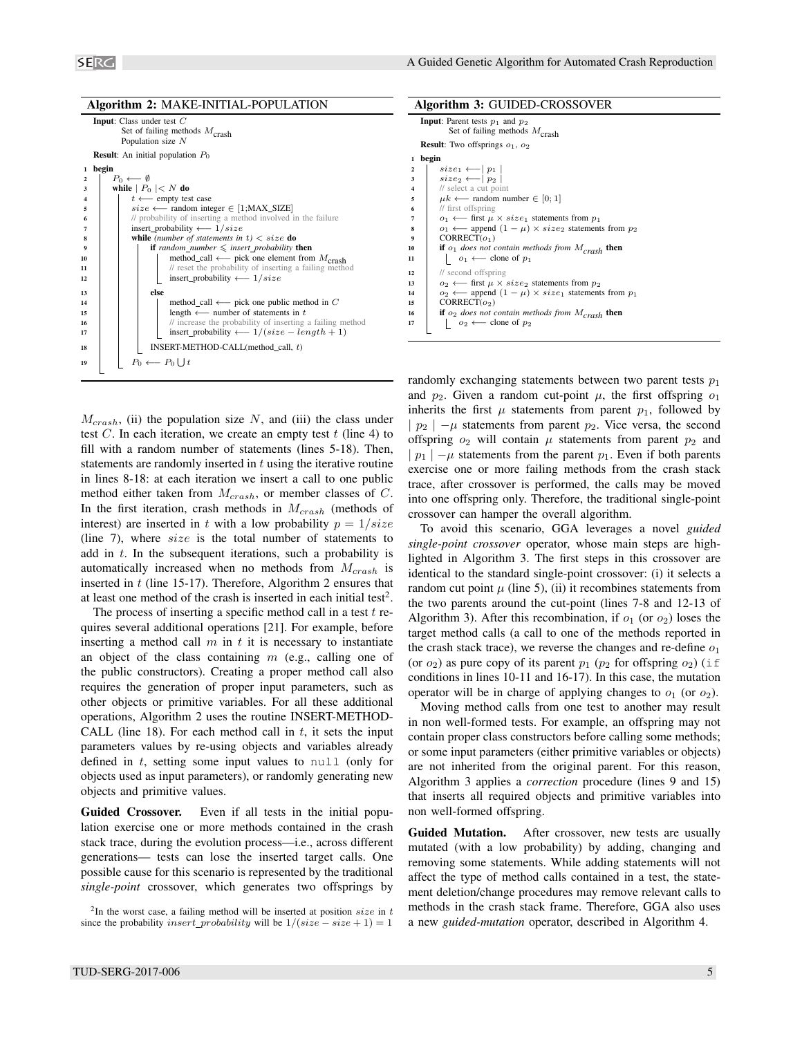**Algorithm 2:** MAKE-INITIAL-POPULATION

```
Input: Class under test C
       Set of failing methods M_crash
       Population size N
Result: An initial population P_0
1  begin
2      P_0 ⟵ ∅
3      while | P_0 |< N do
4          t ⟵ empty test case
5          size ⟵ random integer ∈ [1;MAX_SIZE]
6          // probability of inserting a method involved in the failure
7          insert_probability ⟵ 1/size
8          while (number of statements in t) < size do
9              if random_number ⩽ insert_probability then
10                 method_call ⟵ pick one element from M_crash
11                 // reset the probability of inserting a failing method
12                 insert_probability ⟵ 1/size
13             else
14                 method_call ⟵ pick one public method in C
15                 length ⟵ number of statements in t
16                 // increase the probability of inserting a failing method
17                 insert_probability ⟵ 1/(size − length + 1)
18             INSERT-METHOD-CALL(method_call, t)
19         P_0 ⟵ P_0 ⋃ t
```

**Algorithm 3:** GUIDED-CROSSOVER

```
Input: Parent tests p_1 and p_2
       Set of failing methods M_crash
Result: Two offsprings o_1, o_2
1  begin
2      size_1 ⟵| p_1 |
3      size_2 ⟵| p_2 |
4      // select a cut point
5      μk ⟵ random number ∈ [0; 1]
6      // first offspring
7      o_1 ⟵ first μ × size_1 statements from p_1
8      o_1 ⟵ append (1 − μ) × size_2 statements from p_2
9      CORRECT(o_1)
10     if o_1 does not contain methods from M_crash then
11         o_1 ⟵ clone of p_1
12     // second offspring
13     o_2 ⟵ first μ × size_2 statements from p_2
14     o_2 ⟵ append (1 − μ) × size_1 statements from p_1
15     CORRECT(o_2)
16     if o_2 does not contain methods from M_crash then
17         o_2 ⟵ clone of p_2
```

$M_{crash}$, (ii) the population size $N$, and (iii) the class under test $C$. In each iteration, we create an empty test $t$ (line 4) to fill with a random number of statements (lines 5-18). Then, statements are randomly inserted in $t$ using the iterative routine in lines 8-18: at each iteration we insert a call to one public method either taken from $M_{crash}$, or member classes of $C$. In the first iteration, crash methods in $M_{crash}$ (methods of interest) are inserted in $t$ with a low probability $p = 1/size$ (line 7), where $size$ is the total number of statements to add in $t$. In the subsequent iterations, such a probability is automatically increased when no methods from $M_{crash}$ is inserted in $t$ (line 15-17). Therefore, Algorithm 2 ensures that at least one method of the crash is inserted in each initial test[2].

The process of inserting a specific method call in a test $t$ requires several additional operations [21]. For example, before inserting a method call $m$ in $t$ it is necessary to instantiate an object of the class containing $m$ (e.g., calling one of the public constructors). Creating a proper method call also requires the generation of proper input parameters, such as other objects or primitive variables. For all these additional operations, Algorithm 2 uses the routine INSERT-METHOD-CALL (line 18). For each method call in $t$, it sets the input parameters values by re-using objects and variables already defined in $t$, setting some input values to `null` (only for objects used as input parameters), or randomly generating new objects and primitive values.

**Guided Crossover.** Even if all tests in the initial population exercise one or more methods contained in the crash stack trace, during the evolution process—i.e., across different generations— tests can lose the inserted target calls. One possible cause for this scenario is represented by the traditional *single-point* crossover, which generates two offsprings by randomly exchanging statements between two parent tests $p_1$ and $p_2$. Given a random cut-point $\mu$, the first offspring $o_1$ inherits the first $\mu$ statements from parent $p_1$, followed by $\mid p_2 \mid -\mu$ statements from parent $p_2$. Vice versa, the second offspring $o_2$ will contain $\mu$ statements from parent $p_2$ and $\mid p_1 \mid -\mu$ statements from the parent $p_1$. Even if both parents exercise one or more failing methods from the crash stack trace, after crossover is performed, the calls may be moved into one offspring only. Therefore, the traditional single-point crossover can hamper the overall algorithm.

To avoid this scenario, GGA leverages a novel *guided single-point crossover* operator, whose main steps are highlighted in Algorithm 3. The first steps in this crossover are identical to the standard single-point crossover: (i) it selects a random cut point $\mu$ (line 5), (ii) it recombines statements from the two parents around the cut-point (lines 7-8 and 12-13 of Algorithm 3). After this recombination, if $o_1$ (or $o_2$) loses the target method calls (a call to one of the methods reported in the crash stack trace), we reverse the changes and re-define $o_1$ (or $o_2$) as pure copy of its parent $p_1$ ($p_2$ for offspring $o_2$) (`if` conditions in lines 10-11 and 16-17). In this case, the mutation operator will be in charge of applying changes to $o_1$ (or $o_2$).

Moving method calls from one test to another may result in non well-formed tests. For example, an offspring may not contain proper class constructors before calling some methods; or some input parameters (either primitive variables or objects) are not inherited from the original parent. For this reason, Algorithm 3 applies a *correction* procedure (lines 9 and 15) that inserts all required objects and primitive variables into non well-formed offspring.

**Guided Mutation.** After crossover, new tests are usually mutated (with a low probability) by adding, changing and removing some statements. While adding statements will not affect the type of method calls contained in a test, the statement deletion/change procedures may remove relevant calls to methods in the crash stack frame. Therefore, GGA also uses a new *guided-mutation* operator, described in Algorithm 4.

[2] In the worst case, a failing method will be inserted at position $size$ in $t$ since the probability $insert\_probability$ will be $1/(size - size + 1) = 1$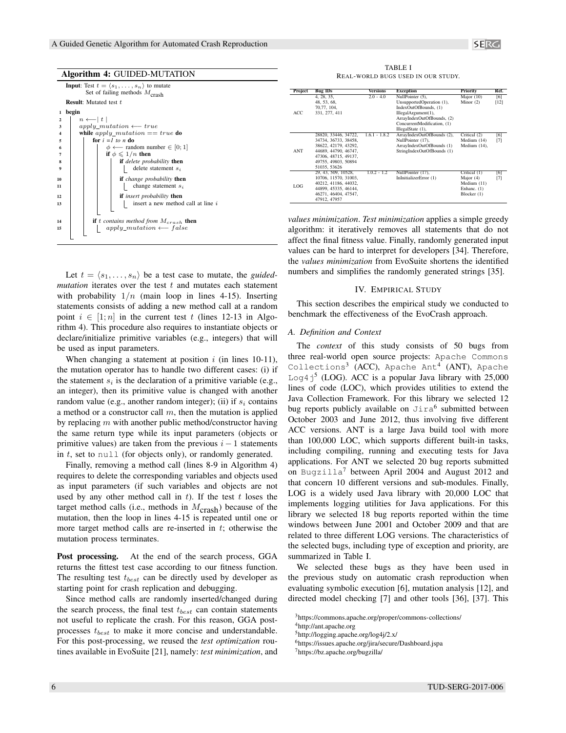**Algorithm 4:** GUIDED-MUTATION

```
Input: Test t = ⟨s_1, ..., s_n⟩ to mutate
       Set of failing methods M_crash
Result: Mutated test t
1  begin
2      n ⟵ | t |
3      apply_mutation ⟵ true
4      while apply_mutation == true do
5          for i = 1 to n do
6              φ ⟵ random number ∈ [0; 1]
7              if φ ⩽ 1/n then
8                  if delete probability then
9                      delete statement s_i
10                 if change probability then
11                     change statement s_i
12                 if insert probability then
13                     insert a new method call at line i
14         if t contains method from M_crash then
15             apply_mutation ⟵ false
```

Let $t = \langle s_1, \ldots, s_n \rangle$ be a test case to mutate, the *guided-mutation* iterates over the test $t$ and mutates each statement with probability $1/n$ (main loop in lines 4-15). Inserting statements consists of adding a new method call at a random point $i \in [1; n]$ in the current test $t$ (lines 12-13 in Algorithm 4). This procedure also requires to instantiate objects or declare/initialize primitive variables (e.g., integers) that will be used as input parameters.

When changing a statement at position $i$ (in lines 10-11), the mutation operator has to handle two different cases: (i) if the statement $s_i$ is the declaration of a primitive variable (e.g., an integer), then its primitive value is changed with another random value (e.g., another random integer); (ii) if $s_i$ contains a method or a constructor call $m$, then the mutation is applied by replacing $m$ with another public method/constructor having the same return type while its input parameters (objects or primitive values) are taken from the previous $i-1$ statements in $t$, set to `null` (for objects only), or randomly generated.

Finally, removing a method call (lines 8-9 in Algorithm 4) requires to delete the corresponding variables and objects used as input parameters (if such variables and objects are not used by any other method call in $t$). If the test $t$ loses the target method calls (i.e., methods in $M_{\text{crash}}$) because of the mutation, then the loop in lines 4-15 is repeated until one or more target method calls are re-inserted in $t$; otherwise the mutation process terminates.

**Post processing.** At the end of the search process, GGA returns the fittest test case according to our fitness function. The resulting test $t_{best}$ can be directly used by developer as starting point for crash replication and debugging.

Since method calls are randomly inserted/changed during the search process, the final test $t_{best}$ can contain statements not useful to replicate the crash. For this reason, GGA post-processes $t_{best}$ to make it more concise and understandable. For this post-processing, we reused the *test optimization* routines available in EvoSuite [21], namely: *test minimization*, and *values minimization*. *Test minimization* applies a simple greedy algorithm: it iteratively removes all statements that do not affect the final fitness value. Finally, randomly generated input values can be hard to interpret for developers [34]. Therefore, the *values minimization* from EvoSuite shortens the identified numbers and simplifies the randomly generated strings [35].

TABLE I
REAL-WORLD BUGS USED IN OUR STUDY.

| Project | Bug IDs | Versions | Exception | Priority | Ref. |
|---|---|---|---|---|---|
| ACC | 4, 28, 35, 48, 53, 68, 70,77, 104, 331, 277, 411 | 2.0 - 4.0 | NullPointer (5), UnsupportedOperation (1), IndexOutOfBounds, (1) IllegalArgument(1), ArrayIndexOutOfBounds, (2) ConcurrentModification, (1) IllegalState (1), | Major (10) Minor (2) | [6] [12] |
| ANT | 28820, 33446, 34722, 34734, 36733, 38458, 38622, 42179, 43292, 44689, 44790, 46747, 47306, 48715, 49137, 49755, 49803, 50894 51035, 53626 | 1.6.1 - 1.8.2 | ArrayIndexOutOfBounds (2), NullPointer (17), ArrayIndexOutOfBounds (1) StringIndexOutOfBounds (1) | Critical (2) Medium (14) Medium (14), | [6] [7] |
| LOG | 29, 43, 509, 10528, 10706, 11570, 31003, 40212, 41186, 44032, 44899, 45335, 46144, 46271, 46404, 47547, 47912, 47957 | 1.0.2 - 1.2 | NullPointer (17), InInitializerError (1) | Critical (1) Major (4) Medium (11) Enhanc. (1) Blocker (1) | [6] [7] |

## IV. Empirical Study

This section describes the empirical study we conducted to benchmark the effectiveness of the EvoCrash approach.

### A. Definition and Context

The *context* of this study consists of 50 bugs from three real-world open source projects: `Apache Commons Collections`[3] (ACC), `Apache Ant`[4] (ANT), `Apache Log4j`[5] (LOG). ACC is a popular Java library with 25,000 lines of code (LOC), which provides utilities to extend the Java Collection Framework. For this library we selected 12 bug reports publicly available on `Jira`[6] submitted between October 2003 and June 2012, thus involving five different ACC versions. ANT is a large Java build tool with more than 100,000 LOC, which supports different built-in tasks, including compiling, running and executing tests for Java applications. For ANT we selected 20 bug reports submitted on `Bugzilla`[7] between April 2004 and August 2012 and that concern 10 different versions and sub-modules. Finally, LOG is a widely used Java library with 20,000 LOC that implements logging utilities for Java applications. For this library we selected 18 bug reports reported within the time windows between June 2001 and October 2009 and that are related to three different LOG versions. The characteristics of the selected bugs, including type of exception and priority, are summarized in Table I.

We selected these bugs as they have been used in the previous study on automatic crash reproduction when evaluating symbolic execution [6], mutation analysis [12], and directed model checking [7] and other tools [36], [37]. This

[3] https://commons.apache.org/proper/commons-collections/

[4] http://ant.apache.org

[5] http://logging.apache.org/log4j/2.x/

[6] https://issues.apache.org/jira/secure/Dashboard.jspa

[7] https://bz.apache.org/bugzilla/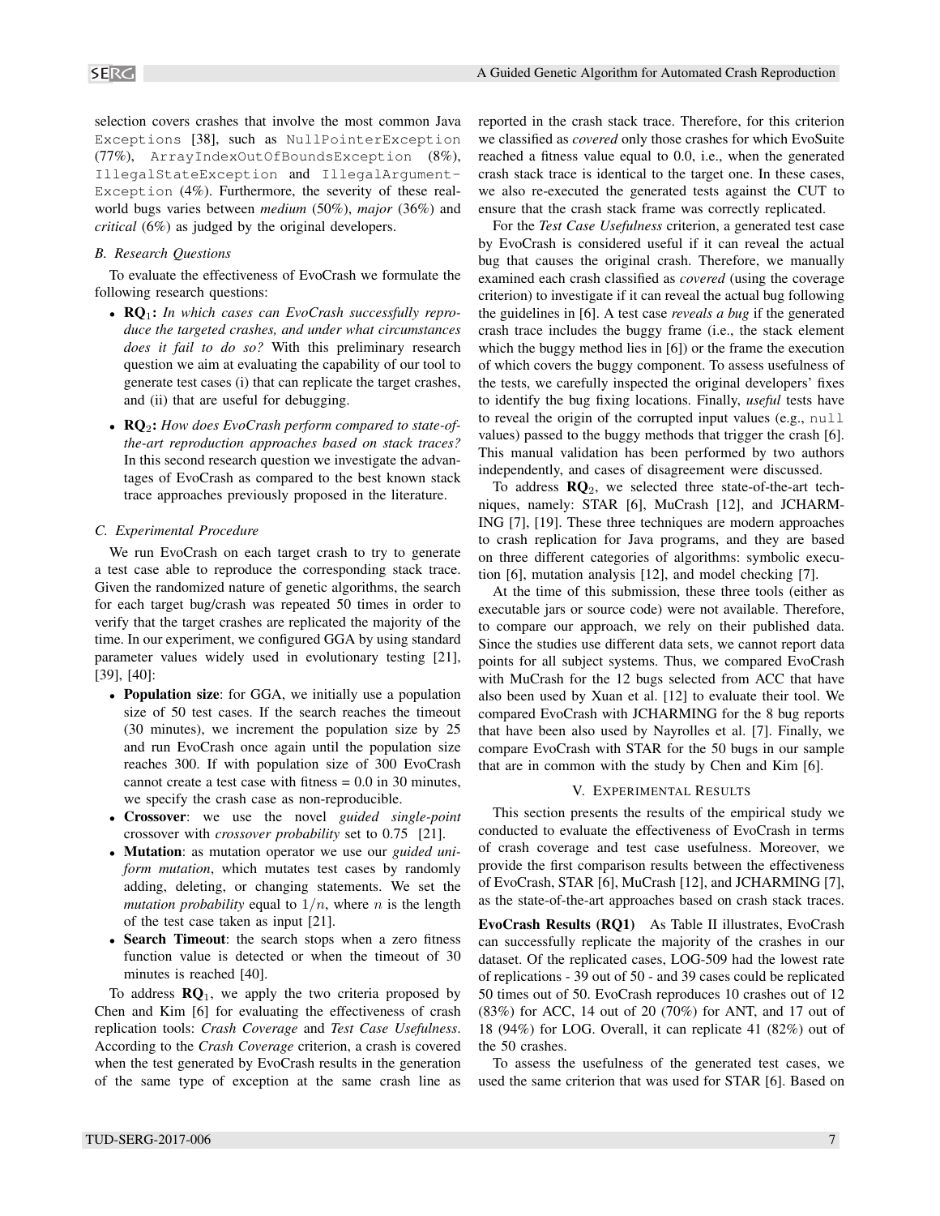selection covers crashes that involve the most common Java `Exceptions` [38], such as `NullPointerException` (77%), `ArrayIndexOutOfBoundsException` (8%), `IllegalStateException` and `IllegalArgument-Exception` (4%). Furthermore, the severity of these real-world bugs varies between *medium* (50%), *major* (36%) and *critical* (6%) as judged by the original developers.

### B. Research Questions

To evaluate the effectiveness of EvoCrash we formulate the following research questions:

- **RQ$_1$:** *In which cases can EvoCrash successfully reproduce the targeted crashes, and under what circumstances does it fail to do so?* With this preliminary research question we aim at evaluating the capability of our tool to generate test cases (i) that can replicate the target crashes, and (ii) that are useful for debugging.
- **RQ$_2$:** *How does EvoCrash perform compared to state-of-the-art reproduction approaches based on stack traces?* In this second research question we investigate the advantages of EvoCrash as compared to the best known stack trace approaches previously proposed in the literature.

### C. Experimental Procedure

We run EvoCrash on each target crash to try to generate a test case able to reproduce the corresponding stack trace. Given the randomized nature of genetic algorithms, the search for each target bug/crash was repeated 50 times in order to verify that the target crashes are replicated the majority of the time. In our experiment, we configured GGA by using standard parameter values widely used in evolutionary testing [21], [39], [40]:

- **Population size**: for GGA, we initially use a population size of 50 test cases. If the search reaches the timeout (30 minutes), we increment the population size by 25 and run EvoCrash once again until the population size reaches 300. If with population size of 300 EvoCrash cannot create a test case with fitness = 0.0 in 30 minutes, we specify the crash case as non-reproducible.
- **Crossover**: we use the novel *guided single-point* crossover with *crossover probability* set to 0.75 [21].
- **Mutation**: as mutation operator we use our *guided uniform mutation*, which mutates test cases by randomly adding, deleting, or changing statements. We set the *mutation probability* equal to $1/n$, where $n$ is the length of the test case taken as input [21].
- **Search Timeout**: the search stops when a zero fitness function value is detected or when the timeout of 30 minutes is reached [40].

To address **RQ$_1$**, we apply the two criteria proposed by Chen and Kim [6] for evaluating the effectiveness of crash replication tools: *Crash Coverage* and *Test Case Usefulness*. According to the *Crash Coverage* criterion, a crash is covered when the test generated by EvoCrash results in the generation of the same type of exception at the same crash line as reported in the crash stack trace. Therefore, for this criterion we classified as *covered* only those crashes for which EvoSuite reached a fitness value equal to 0.0, i.e., when the generated crash stack trace is identical to the target one. In these cases, we also re-executed the generated tests against the CUT to ensure that the crash stack frame was correctly replicated.

For the *Test Case Usefulness* criterion, a generated test case by EvoCrash is considered useful if it can reveal the actual bug that causes the original crash. Therefore, we manually examined each crash classified as *covered* (using the coverage criterion) to investigate if it can reveal the actual bug following the guidelines in [6]. A test case *reveals a bug* if the generated crash trace includes the buggy frame (i.e., the stack element which the buggy method lies in [6]) or the frame the execution of which covers the buggy component. To assess usefulness of the tests, we carefully inspected the original developers' fixes to identify the bug fixing locations. Finally, *useful* tests have to reveal the origin of the corrupted input values (e.g., `null` values) passed to the buggy methods that trigger the crash [6]. This manual validation has been performed by two authors independently, and cases of disagreement were discussed.

To address **RQ$_2$**, we selected three state-of-the-art techniques, namely: STAR [6], MuCrash [12], and JCHARMING [7], [19]. These three techniques are modern approaches to crash replication for Java programs, and they are based on three different categories of algorithms: symbolic execution [6], mutation analysis [12], and model checking [7].

At the time of this submission, these three tools (either as executable jars or source code) were not available. Therefore, to compare our approach, we rely on their published data. Since the studies use different data sets, we cannot report data points for all subject systems. Thus, we compared EvoCrash with MuCrash for the 12 bugs selected from ACC that have also been used by Xuan et al. [12] to evaluate their tool. We compared EvoCrash with JCHARMING for the 8 bug reports that have been also used by Nayrolles et al. [7]. Finally, we compare EvoCrash with STAR for the 50 bugs in our sample that are in common with the study by Chen and Kim [6].

## V. Experimental Results

This section presents the results of the empirical study we conducted to evaluate the effectiveness of EvoCrash in terms of crash coverage and test case usefulness. Moreover, we provide the first comparison results between the effectiveness of EvoCrash, STAR [6], MuCrash [12], and JCHARMING [7], as the state-of-the-art approaches based on crash stack traces.

**EvoCrash Results (RQ1)** As Table II illustrates, EvoCrash can successfully replicate the majority of the crashes in our dataset. Of the replicated cases, LOG-509 had the lowest rate of replications - 39 out of 50 - and 39 cases could be replicated 50 times out of 50. EvoCrash reproduces 10 crashes out of 12 (83%) for ACC, 14 out of 20 (70%) for ANT, and 17 out of 18 (94%) for LOG. Overall, it can replicate 41 (82%) out of the 50 crashes.

To assess the usefulness of the generated test cases, we used the same criterion that was used for STAR [6]. Based on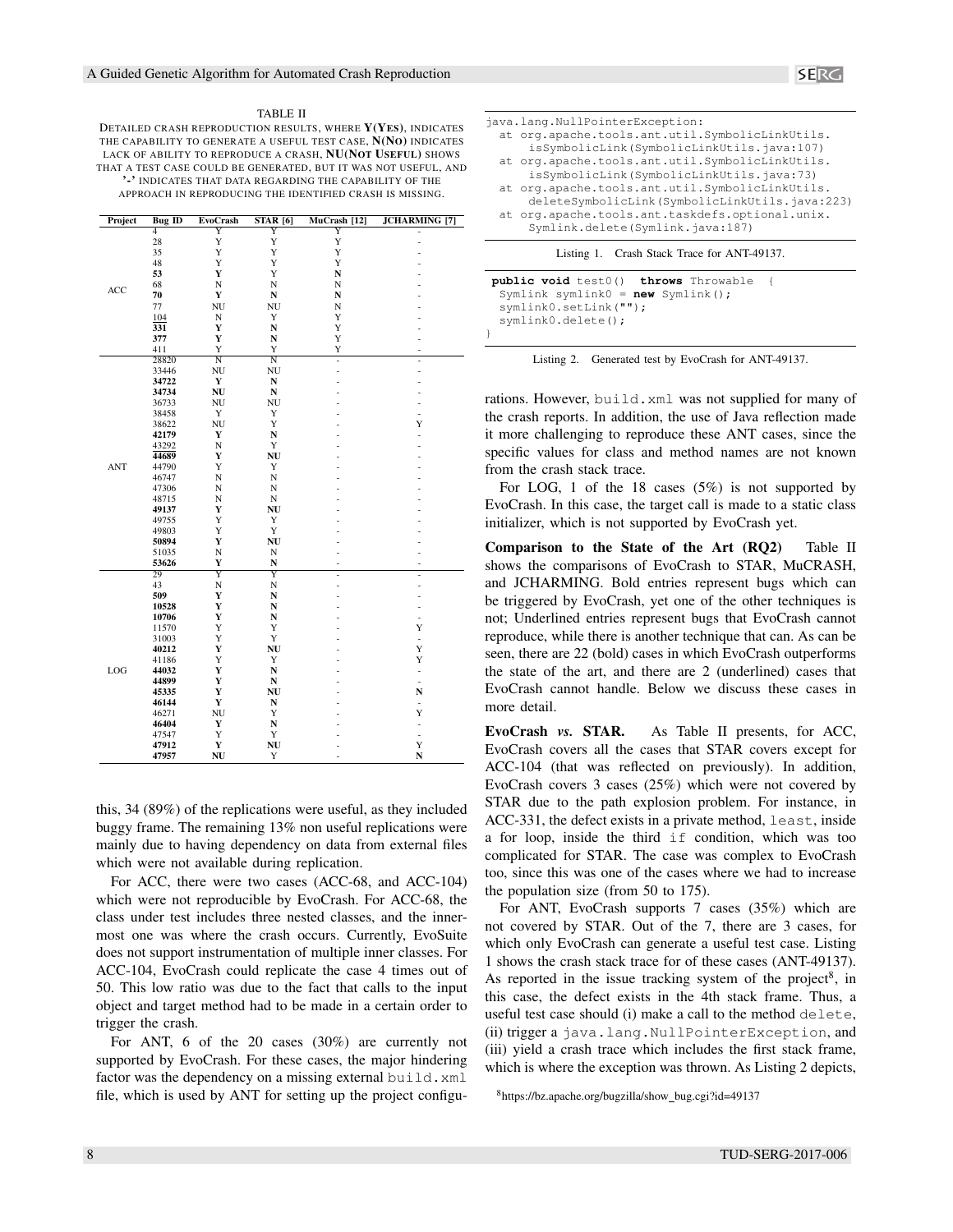TABLE II
DETAILED CRASH REPRODUCTION RESULTS, WHERE **Y(YES)**, INDICATES THE CAPABILITY TO GENERATE A USEFUL TEST CASE, **N(NO)** INDICATES LACK OF ABILITY TO REPRODUCE A CRASH, **NU(NOT USEFUL)** SHOWS THAT A TEST CASE COULD BE GENERATED, BUT IT WAS NOT USEFUL, AND '-' INDICATES THAT DATA REGARDING THE CAPABILITY OF THE APPROACH IN REPRODUCING THE IDENTIFIED CRASH IS MISSING.

| Project | Bug ID | EvoCrash | STAR [6] | MuCrash [12] | JCHARMING [7] |
|---|---|---|---|---|---|
| ACC | 4 | Y | Y | Y | - |
| | 28 | Y | Y | Y | - |
| | 35 | Y | Y | Y | - |
| | 48 | Y | Y | Y | - |
| | **53** | **Y** | Y | **N** | - |
| | 68 | N | N | N | - |
| | **70** | **Y** | **N** | **N** | - |
| | 77 | NU | NU | N | - |
| | 104 | N | Y | Y | - |
| | **331** | **Y** | **N** | Y | - |
| | **377** | **Y** | **N** | Y | - |
| | 411 | Y | Y | Y | - |
| ANT | 28820 | N | N | - | - |
| | 33446 | NU | NU | - | - |
| | **34722** | **Y** | **N** | - | - |
| | **34734** | **NU** | **N** | - | - |
| | 36733 | NU | NU | - | - |
| | 38458 | Y | Y | - | - |
| | 38622 | NU | Y | - | Y |
| | **42179** | **Y** | **N** | - | - |
| | 43292 | N | Y | - | - |
| | **44689** | **Y** | **NU** | - | - |
| | 44790 | Y | Y | - | - |
| | 46747 | N | N | - | - |
| | 47306 | N | N | - | - |
| | 48715 | N | N | - | - |
| | **49137** | **Y** | **NU** | - | - |
| | 49755 | Y | Y | - | - |
| | 49803 | Y | Y | - | - |
| | **50894** | **Y** | **NU** | - | - |
| | 51035 | N | N | - | - |
| | **53626** | **Y** | **N** | - | - |
| LOG | 29 | Y | Y | - | - |
| | 43 | N | N | - | - |
| | **509** | **Y** | **N** | - | - |
| | **10528** | **Y** | **N** | - | - |
| | **10706** | **Y** | **N** | - | - |
| | 11570 | Y | Y | - | Y |
| | 31003 | Y | Y | - | - |
| | **40212** | **Y** | **NU** | - | Y |
| | 41186 | Y | Y | - | Y |
| | **44032** | **Y** | **N** | - | - |
| | **44899** | **Y** | **N** | - | - |
| | **45335** | **Y** | **NU** | - | **N** |
| | **46144** | **Y** | **N** | - | - |
| | 46271 | NU | Y | - | Y |
| | **46404** | **Y** | **N** | - | - |
| | 47547 | Y | Y | - | - |
| | **47912** | **Y** | **NU** | - | Y |
| | **47957** | **NU** | Y | - | **N** |

this, 34 (89%) of the replications were useful, as they included buggy frame. The remaining 13% non useful replications were mainly due to having dependency on data from external files which were not available during replication.

For ACC, there were two cases (ACC-68, and ACC-104) which were not reproducible by EvoCrash. For ACC-68, the class under test includes three nested classes, and the innermost one was where the crash occurs. Currently, EvoSuite does not support instrumentation of multiple inner classes. For ACC-104, EvoCrash could replicate the case 4 times out of 50. This low ratio was due to the fact that calls to the input object and target method had to be made in a certain order to trigger the crash.

For ANT, 6 of the 20 cases (30%) are currently not supported by EvoCrash. For these cases, the major hindering factor was the dependency on a missing external `build.xml` file, which is used by ANT for setting up the project configurations. However, `build.xml` was not supplied for many of the crash reports. In addition, the use of Java reflection made it more challenging to reproduce these ANT cases, since the specific values for class and method names are not known from the crash stack trace.

For LOG, 1 of the 18 cases (5%) is not supported by EvoCrash. In this case, the target call is made to a static class initializer, which is not supported by EvoCrash yet.

**Comparison to the State of the Art (RQ2)** Table II shows the comparisons of EvoCrash to STAR, MuCRASH, and JCHARMING. Bold entries represent bugs which can be triggered by EvoCrash, yet one of the other techniques is not; Underlined entries represent bugs that EvoCrash cannot reproduce, while there is another technique that can. As can be seen, there are 22 (bold) cases in which EvoCrash outperforms the state of the art, and there are 2 (underlined) cases that EvoCrash cannot handle. Below we discuss these cases in more detail.

```
java.lang.NullPointerException:
  at org.apache.tools.ant.util.SymbolicLinkUtils.
      isSymbolicLink(SymbolicLinkUtils.java:107)
  at org.apache.tools.ant.util.SymbolicLinkUtils.
      isSymbolicLink(SymbolicLinkUtils.java:73)
  at org.apache.tools.ant.util.SymbolicLinkUtils.
      deleteSymbolicLink(SymbolicLinkUtils.java:223)
  at org.apache.tools.ant.taskdefs.optional.unix.
      Symlink.delete(Symlink.java:187)
```

Listing 1. Crash Stack Trace for ANT-49137.

```
public void test0() throws Throwable {
  Symlink symlink0 = new Symlink();
  symlink0.setLink("");
  symlink0.delete();
}
```

Listing 2. Generated test by EvoCrash for ANT-49137.

**EvoCrash *vs.* STAR.** As Table II presents, for ACC, EvoCrash covers all the cases that STAR covers except for ACC-104 (that was reflected on previously). In addition, EvoCrash covers 3 cases (25%) which were not covered by STAR due to the path explosion problem. For instance, in ACC-331, the defect exists in a private method, `least`, inside a for loop, inside the third `if` condition, which was too complicated for STAR. The case was complex to EvoCrash too, since this was one of the cases where we had to increase the population size (from 50 to 175).

For ANT, EvoCrash supports 7 cases (35%) which are not covered by STAR. Out of the 7, there are 3 cases, for which only EvoCrash can generate a useful test case. Listing 1 shows the crash stack trace for of these cases (ANT-49137). As reported in the issue tracking system of the project[8], in this case, the defect exists in the 4th stack frame. Thus, a useful test case should (i) make a call to the method `delete`, (ii) trigger a `java.lang.NullPointerException`, and (iii) yield a crash trace which includes the first stack frame, which is where the exception was thrown. As Listing 2 depicts,

[8] https://bz.apache.org/bugzilla/show_bug.cgi?id=49137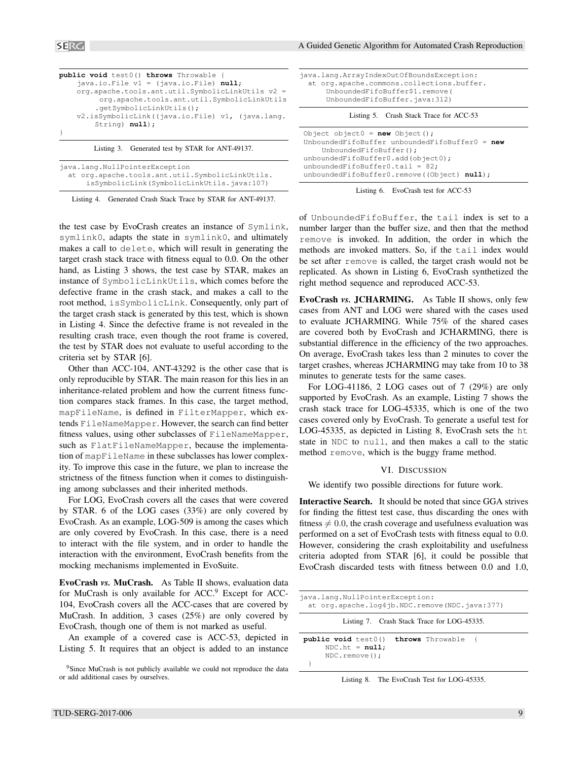```java
public void test0() throws Throwable {
    java.io.File v1 = (java.io.File) null;
    org.apache.tools.ant.util.SymbolicLinkUtils v2 =
        org.apache.tools.ant.util.SymbolicLinkUtils
        .getSymbolicLinkUtils();
    v2.isSymbolicLink((java.io.File) v1, (java.lang.
        String) null);
}
```

Listing 3. Generated test by STAR for ANT-49137.

```
java.lang.NullPointerException
  at org.apache.tools.ant.util.SymbolicLinkUtils.
     isSymbolicLink(SymbolicLinkUtils.java:107)
```

Listing 4. Generated Crash Stack Trace by STAR for ANT-49137.

the test case by EvoCrash creates an instance of Symlink, symlink0, adapts the state in symlink0, and ultimately makes a call to delete, which will result in generating the target crash stack trace with fitness equal to 0.0. On the other hand, as Listing 3 shows, the test case by STAR, makes an instance of SymbolicLinkUtils, which comes before the defective frame in the crash stack, and makes a call to the root method, isSymbolicLink. Consequently, only part of the target crash stack is generated by this test, which is shown in Listing 4. Since the defective frame is not revealed in the resulting crash trace, even though the root frame is covered, the test by STAR does not evaluate to useful according to the criteria set by STAR [6].

Other than ACC-104, ANT-43292 is the other case that is only reproducible by STAR. The main reason for this lies in an inheritance-related problem and how the current fitness function compares stack frames. In this case, the target method, mapFileName, is defined in FilterMapper, which extends FileNameMapper. However, the search can find better fitness values, using other subclasses of FileNameMapper, such as FlatFileNameMapper, because the implementation of mapFileName in these subclasses has lower complexity. To improve this case in the future, we plan to increase the strictness of the fitness function when it comes to distinguishing among subclasses and their inherited methods.

For LOG, EvoCrash covers all the cases that were covered by STAR. 6 of the LOG cases (33%) are only covered by EvoCrash. As an example, LOG-509 is among the cases which are only covered by EvoCrash. In this case, there is a need to interact with the file system, and in order to handle the interaction with the environment, EvoCrash benefits from the mocking mechanisms implemented in EvoSuite.

**EvoCrash *vs.* MuCrash.** As Table II shows, evaluation data for MuCrash is only available for ACC.[9] Except for ACC-104, EvoCrash covers all the ACC-cases that are covered by MuCrash. In addition, 3 cases (25%) are only covered by EvoCrash, though one of them is not marked as useful.

An example of a covered case is ACC-53, depicted in Listing 5. It requires that an object is added to an instance of UnboundedFifoBuffer, the tail index is set to a number larger than the buffer size, and then that the method remove is invoked. In addition, the order in which the methods are invoked matters. So, if the tail index would be set after remove is called, the target crash would not be replicated. As shown in Listing 6, EvoCrash synthetized the right method sequence and reproduced ACC-53.

```
java.lang.ArrayIndexOutOfBoundsException:
  at org.apache.commons.collections.buffer.
     UnboundedFifoBuffer$1.remove(
     UnboundedFifoBuffer.java:312)
```

Listing 5. Crash Stack Trace for ACC-53

```java
Object object0 = new Object();
UnboundedFifoBuffer unboundedFifoBuffer0 = new
    UnboundedFifoBuffer();
unboundedFifoBuffer0.add(object0);
unboundedFifoBuffer0.tail = 82;
unboundedFifoBuffer0.remove((Object) null);
```

Listing 6. EvoCrash test for ACC-53

**EvoCrash *vs.* JCHARMING.** As Table II shows, only few cases from ANT and LOG were shared with the cases used to evaluate JCHARMING. While 75% of the shared cases are covered both by EvoCrash and JCHARMING, there is substantial difference in the efficiency of the two approaches. On average, EvoCrash takes less than 2 minutes to cover the target crashes, whereas JCHARMING may take from 10 to 38 minutes to generate tests for the same cases.

For LOG-41186, 2 LOG cases out of 7 (29%) are only supported by EvoCrash. As an example, Listing 7 shows the crash stack trace for LOG-45335, which is one of the two cases covered only by EvoCrash. To generate a useful test for LOG-45335, as depicted in Listing 8, EvoCrash sets the ht state in NDC to null, and then makes a call to the static method remove, which is the buggy frame method.

## VI. Discussion

We identify two possible directions for future work.

**Interactive Search.** It should be noted that since GGA strives for finding the fittest test case, thus discarding the ones with fitness $\neq 0.0$, the crash coverage and usefulness evaluation was performed on a set of EvoCrash tests with fitness equal to 0.0. However, considering the crash exploitability and usefulness criteria adopted from STAR [6], it could be possible that EvoCrash discarded tests with fitness between 0.0 and 1.0,

```
java.lang.NullPointerException:
  at org.apache.log4jb.NDC.remove(NDC.java:377)
```

Listing 7. Crash Stack Trace for LOG-45335.

```java
public void test0()  throws Throwable  {
    NDC.ht = null;
    NDC.remove();
}
```

Listing 8. The EvoCrash Test for LOG-45335.

[9] Since MuCrash is not publicly available we could not reproduce the data or add additional cases by ourselves.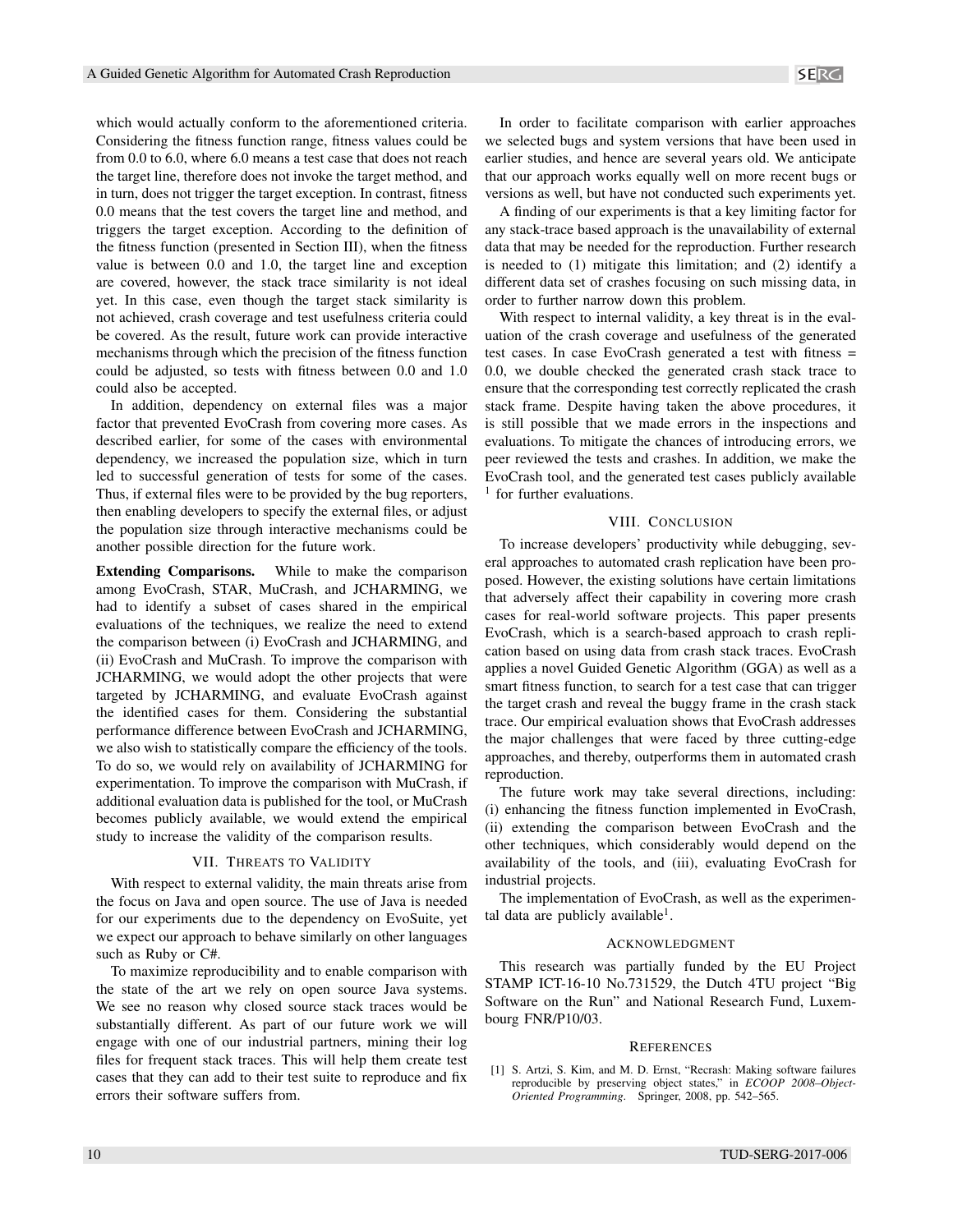which would actually conform to the aforementioned criteria. Considering the fitness function range, fitness values could be from 0.0 to 6.0, where 6.0 means a test case that does not reach the target line, therefore does not invoke the target method, and in turn, does not trigger the target exception. In contrast, fitness 0.0 means that the test covers the target line and method, and triggers the target exception. According to the definition of the fitness function (presented in Section III), when the fitness value is between 0.0 and 1.0, the target line and exception are covered, however, the stack trace similarity is not ideal yet. In this case, even though the target stack similarity is not achieved, crash coverage and test usefulness criteria could be covered. As the result, future work can provide interactive mechanisms through which the precision of the fitness function could be adjusted, so tests with fitness between 0.0 and 1.0 could also be accepted.

In addition, dependency on external files was a major factor that prevented EvoCrash from covering more cases. As described earlier, for some of the cases with environmental dependency, we increased the population size, which in turn led to successful generation of tests for some of the cases. Thus, if external files were to be provided by the bug reporters, then enabling developers to specify the external files, or adjust the population size through interactive mechanisms could be another possible direction for the future work.

**Extending Comparisons.** While to make the comparison among EvoCrash, STAR, MuCrash, and JCHARMING, we had to identify a subset of cases shared in the empirical evaluations of the techniques, we realize the need to extend the comparison between (i) EvoCrash and JCHARMING, and (ii) EvoCrash and MuCrash. To improve the comparison with JCHARMING, we would adopt the other projects that were targeted by JCHARMING, and evaluate EvoCrash against the identified cases for them. Considering the substantial performance difference between EvoCrash and JCHARMING, we also wish to statistically compare the efficiency of the tools. To do so, we would rely on availability of JCHARMING for experimentation. To improve the comparison with MuCrash, if additional evaluation data is published for the tool, or MuCrash becomes publicly available, we would extend the empirical study to increase the validity of the comparison results.

## VII. Threats to Validity

With respect to external validity, the main threats arise from the focus on Java and open source. The use of Java is needed for our experiments due to the dependency on EvoSuite, yet we expect our approach to behave similarly on other languages such as Ruby or C#.

To maximize reproducibility and to enable comparison with the state of the art we rely on open source Java systems. We see no reason why closed source stack traces would be substantially different. As part of our future work we will engage with one of our industrial partners, mining their log files for frequent stack traces. This will help them create test cases that they can add to their test suite to reproduce and fix errors their software suffers from.

In order to facilitate comparison with earlier approaches we selected bugs and system versions that have been used in earlier studies, and hence are several years old. We anticipate that our approach works equally well on more recent bugs or versions as well, but have not conducted such experiments yet.

A finding of our experiments is that a key limiting factor for any stack-trace based approach is the unavailability of external data that may be needed for the reproduction. Further research is needed to (1) mitigate this limitation; and (2) identify a different data set of crashes focusing on such missing data, in order to further narrow down this problem.

With respect to internal validity, a key threat is in the evaluation of the crash coverage and usefulness of the generated test cases. In case EvoCrash generated a test with fitness = 0.0, we double checked the generated crash stack trace to ensure that the corresponding test correctly replicated the crash stack frame. Despite having taken the above procedures, it is still possible that we made errors in the inspections and evaluations. To mitigate the chances of introducing errors, we peer reviewed the tests and crashes. In addition, we make the EvoCrash tool, and the generated test cases publicly available [1] for further evaluations.

## VIII. Conclusion

To increase developers' productivity while debugging, several approaches to automated crash replication have been proposed. However, the existing solutions have certain limitations that adversely affect their capability in covering more crash cases for real-world software projects. This paper presents EvoCrash, which is a search-based approach to crash replication based on using data from crash stack traces. EvoCrash applies a novel Guided Genetic Algorithm (GGA) as well as a smart fitness function, to search for a test case that can trigger the target crash and reveal the buggy frame in the crash stack trace. Our empirical evaluation shows that EvoCrash addresses the major challenges that were faced by three cutting-edge approaches, and thereby, outperforms them in automated crash reproduction.

The future work may take several directions, including: (i) enhancing the fitness function implemented in EvoCrash, (ii) extending the comparison between EvoCrash and the other techniques, which considerably would depend on the availability of the tools, and (iii), evaluating EvoCrash for industrial projects.

The implementation of EvoCrash, as well as the experimental data are publicly available[1].

## Acknowledgment

This research was partially funded by the EU Project STAMP ICT-16-10 No.731529, the Dutch 4TU project "Big Software on the Run" and National Research Fund, Luxembourg FNR/P10/03.

## References

[1] S. Artzi, S. Kim, and M. D. Ernst, "Recrash: Making software failures reproducible by preserving object states," in *ECOOP 2008–Object-Oriented Programming*. Springer, 2008, pp. 542–565.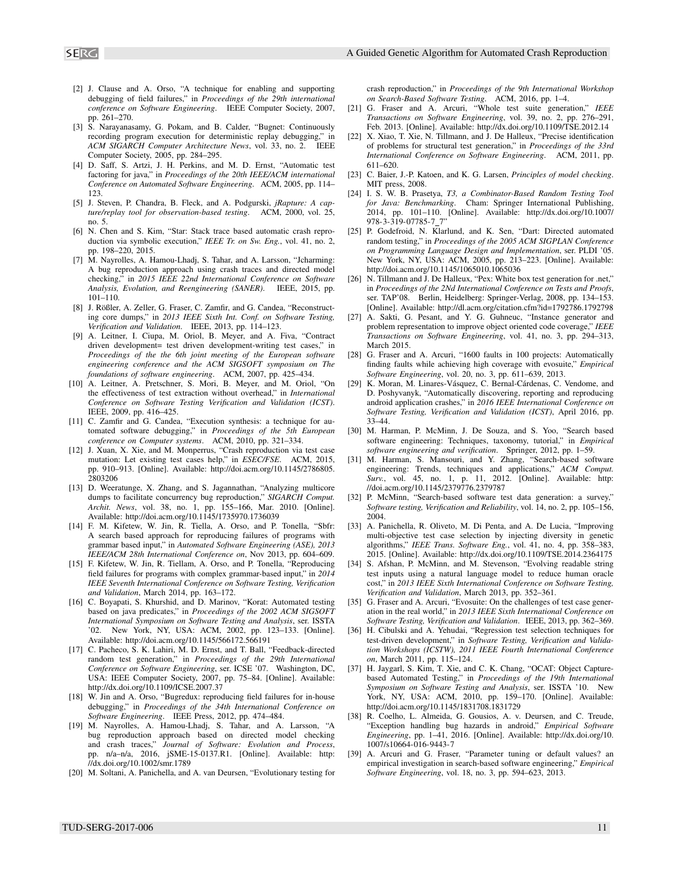[2] J. Clause and A. Orso, "A technique for enabling and supporting debugging of field failures," in *Proceedings of the 29th international conference on Software Engineering*. IEEE Computer Society, 2007, pp. 261–270.

[3] S. Narayanasamy, G. Pokam, and B. Calder, "Bugnet: Continuously recording program execution for deterministic replay debugging," in *ACM SIGARCH Computer Architecture News*, vol. 33, no. 2. IEEE Computer Society, 2005, pp. 284–295.

[4] D. Saff, S. Artzi, J. H. Perkins, and M. D. Ernst, "Automatic test factoring for java," in *Proceedings of the 20th IEEE/ACM international Conference on Automated Software Engineering*. ACM, 2005, pp. 114–123.

[5] J. Steven, P. Chandra, B. Fleck, and A. Podgurski, *jRapture: A capture/replay tool for observation-based testing*. ACM, 2000, vol. 25, no. 5.

[6] N. Chen and S. Kim, "Star: Stack trace based automatic crash reproduction via symbolic execution," *IEEE Tr. on Sw. Eng.*, vol. 41, no. 2, pp. 198–220, 2015.

[7] M. Nayrolles, A. Hamou-Lhadj, S. Tahar, and A. Larsson, "Jcharming: A bug reproduction approach using crash traces and directed model checking," in *2015 IEEE 22nd International Conference on Software Analysis, Evolution, and Reengineering (SANER)*. IEEE, 2015, pp. 101–110.

[8] J. Rößler, A. Zeller, G. Fraser, C. Zamfir, and G. Candea, "Reconstructing core dumps," in *2013 IEEE Sixth Int. Conf. on Software Testing, Verification and Validation*. IEEE, 2013, pp. 114–123.

[9] A. Leitner, I. Ciupa, M. Oriol, B. Meyer, and A. Fiva, "Contract driven development= test driven development-writing test cases," in *Proceedings of the the 6th joint meeting of the European software engineering conference and the ACM SIGSOFT symposium on The foundations of software engineering*. ACM, 2007, pp. 425–434.

[10] A. Leitner, A. Pretschner, S. Mori, B. Meyer, and M. Oriol, "On the effectiveness of test extraction without overhead," in *International Conference on Software Testing Verification and Validation (ICST)*. IEEE, 2009, pp. 416–425.

[11] C. Zamfir and G. Candea, "Execution synthesis: a technique for automated software debugging," in *Proceedings of the 5th European conference on Computer systems*. ACM, 2010, pp. 321–334.

[12] J. Xuan, X. Xie, and M. Monperrus, "Crash reproduction via test case mutation: Let existing test cases help," in *ESEC/FSE*. ACM, 2015, pp. 910–913. [Online]. Available: http://doi.acm.org/10.1145/2786805.2803206

[13] D. Weeratunge, X. Zhang, and S. Jagannathan, "Analyzing multicore dumps to facilitate concurrency bug reproduction," *SIGARCH Comput. Archit. News*, vol. 38, no. 1, pp. 155–166, Mar. 2010. [Online]. Available: http://doi.acm.org/10.1145/1735970.1736039

[14] F. M. Kifetew, W. Jin, R. Tiella, A. Orso, and P. Tonella, "Sbfr: A search based approach for reproducing failures of programs with grammar based input," in *Automated Software Engineering (ASE), 2013 IEEE/ACM 28th International Conference on*, Nov 2013, pp. 604–609.

[15] F. Kifetew, W. Jin, R. Tiellam, A. Orso, and P. Tonella, "Reproducing field failures for programs with complex grammar-based input," in *2014 IEEE Seventh International Conference on Software Testing, Verification and Validation*, March 2014, pp. 163–172.

[16] C. Boyapati, S. Khurshid, and D. Marinov, "Korat: Automated testing based on java predicates," in *Proceedings of the 2002 ACM SIGSOFT International Symposium on Software Testing and Analysis*, ser. ISSTA '02. New York, NY, USA: ACM, 2002, pp. 123–133. [Online]. Available: http://doi.acm.org/10.1145/566172.566191

[17] C. Pacheco, S. K. Lahiri, M. D. Ernst, and T. Ball, "Feedback-directed random test generation," in *Proceedings of the 29th International Conference on Software Engineering*, ser. ICSE '07. Washington, DC, USA: IEEE Computer Society, 2007, pp. 75–84. [Online]. Available: http://dx.doi.org/10.1109/ICSE.2007.37

[18] W. Jin and A. Orso, "Bugredux: reproducing field failures for in-house debugging," in *Proceedings of the 34th International Conference on Software Engineering*. IEEE Press, 2012, pp. 474–484.

[19] M. Nayrolles, A. Hamou-Lhadj, S. Tahar, and A. Larsson, "A bug reproduction approach based on directed model checking and crash traces," *Journal of Software: Evolution and Process*, pp. n/a–n/a, 2016, jSME-15-0137.R1. [Online]. Available: http://dx.doi.org/10.1002/smr.1789

[20] M. Soltani, A. Panichella, and A. van Deursen, "Evolutionary testing for crash reproduction," in *Proceedings of the 9th International Workshop on Search-Based Software Testing*. ACM, 2016, pp. 1–4.

[21] G. Fraser and A. Arcuri, "Whole test suite generation," *IEEE Transactions on Software Engineering*, vol. 39, no. 2, pp. 276–291, Feb. 2013. [Online]. Available: http://dx.doi.org/10.1109/TSE.2012.14

[22] X. Xiao, T. Xie, N. Tillmann, and J. De Halleux, "Precise identification of problems for structural test generation," in *Proceedings of the 33rd International Conference on Software Engineering*. ACM, 2011, pp. 611–620.

[23] C. Baier, J.-P. Katoen, and K. G. Larsen, *Principles of model checking*. MIT press, 2008.

[24] I. S. W. B. Prasetya, *T3, a Combinator-Based Random Testing Tool for Java: Benchmarking*. Cham: Springer International Publishing, 2014, pp. 101–110. [Online]. Available: http://dx.doi.org/10.1007/978-3-319-07785-7_7"

[25] P. Godefroid, N. Klarlund, and K. Sen, "Dart: Directed automated random testing," in *Proceedings of the 2005 ACM SIGPLAN Conference on Programming Language Design and Implementation*, ser. PLDI '05. New York, NY, USA: ACM, 2005, pp. 213–223. [Online]. Available: http://doi.acm.org/10.1145/1065010.1065036

[26] N. Tillmann and J. De Halleux, "Pex: White box test generation for .net," in *Proceedings of the 2Nd International Conference on Tests and Proofs*, ser. TAP'08. Berlin, Heidelberg: Springer-Verlag, 2008, pp. 134–153. [Online]. Available: http://dl.acm.org/citation.cfm?id=1792786.1792798

[27] A. Sakti, G. Pesant, and Y. G. Guhneuc, "Instance generator and problem representation to improve object oriented code coverage," *IEEE Transactions on Software Engineering*, vol. 41, no. 3, pp. 294–313, March 2015.

[28] G. Fraser and A. Arcuri, "1600 faults in 100 projects: Automatically finding faults while achieving high coverage with evosuite," *Empirical Software Engineering*, vol. 20, no. 3, pp. 611–639, 2013.

[29] K. Moran, M. Linares-Vásquez, C. Bernal-Cárdenas, C. Vendome, and D. Poshyvanyk, "Automatically discovering, reporting and reproducing android application crashes," in *2016 IEEE International Conference on Software Testing, Verification and Validation (ICST)*, April 2016, pp. 33–44.

[30] M. Harman, P. McMinn, J. De Souza, and S. Yoo, "Search based software engineering: Techniques, taxonomy, tutorial," in *Empirical software engineering and verification*. Springer, 2012, pp. 1–59.

[31] M. Harman, S. Mansouri, and Y. Zhang, "Search-based software engineering: Trends, techniques and applications," *ACM Comput. Surv.*, vol. 45, no. 1, p. 11, 2012. [Online]. Available: http://doi.acm.org/10.1145/2379776.2379787

[32] P. McMinn, "Search-based software test data generation: a survey," *Software testing, Verification and Reliability*, vol. 14, no. 2, pp. 105–156, 2004.

[33] A. Panichella, R. Oliveto, M. Di Penta, and A. De Lucia, "Improving multi-objective test case selection by injecting diversity in genetic algorithms," *IEEE Trans. Software Eng.*, vol. 41, no. 4, pp. 358–383, 2015. [Online]. Available: http://dx.doi.org/10.1109/TSE.2014.2364175

[34] S. Afshan, P. McMinn, and M. Stevenson, "Evolving readable string test inputs using a natural language model to reduce human oracle cost," in *2013 IEEE Sixth International Conference on Software Testing, Verification and Validation*, March 2013, pp. 352–361.

[35] G. Fraser and A. Arcuri, "Evosuite: On the challenges of test case generation in the real world," in *2013 IEEE Sixth International Conference on Software Testing, Verification and Validation*. IEEE, 2013, pp. 362–369.

[36] H. Cibulski and A. Yehudai, "Regression test selection techniques for test-driven development," in *Software Testing, Verification and Validation Workshops (ICSTW), 2011 IEEE Fourth International Conference on*, March 2011, pp. 115–124.

[37] H. Jaygarl, S. Kim, T. Xie, and C. K. Chang, "OCAT: Object Capture-based Automated Testing," in *Proceedings of the 19th International Symposium on Software Testing and Analysis*, ser. ISSTA '10. New York, NY, USA: ACM, 2010, pp. 159–170. [Online]. Available: http://doi.acm.org/10.1145/1831708.1831729

[38] R. Coelho, L. Almeida, G. Gousios, A. v. Deursen, and C. Treude, "Exception handling bug hazards in android," *Empirical Software Engineering*, pp. 1–41, 2016. [Online]. Available: http://dx.doi.org/10.1007/s10664-016-9443-7

[39] A. Arcuri and G. Fraser, "Parameter tuning or default values? an empirical investigation in search-based software engineering," *Empirical Software Engineering*, vol. 18, no. 3, pp. 594–623, 2013.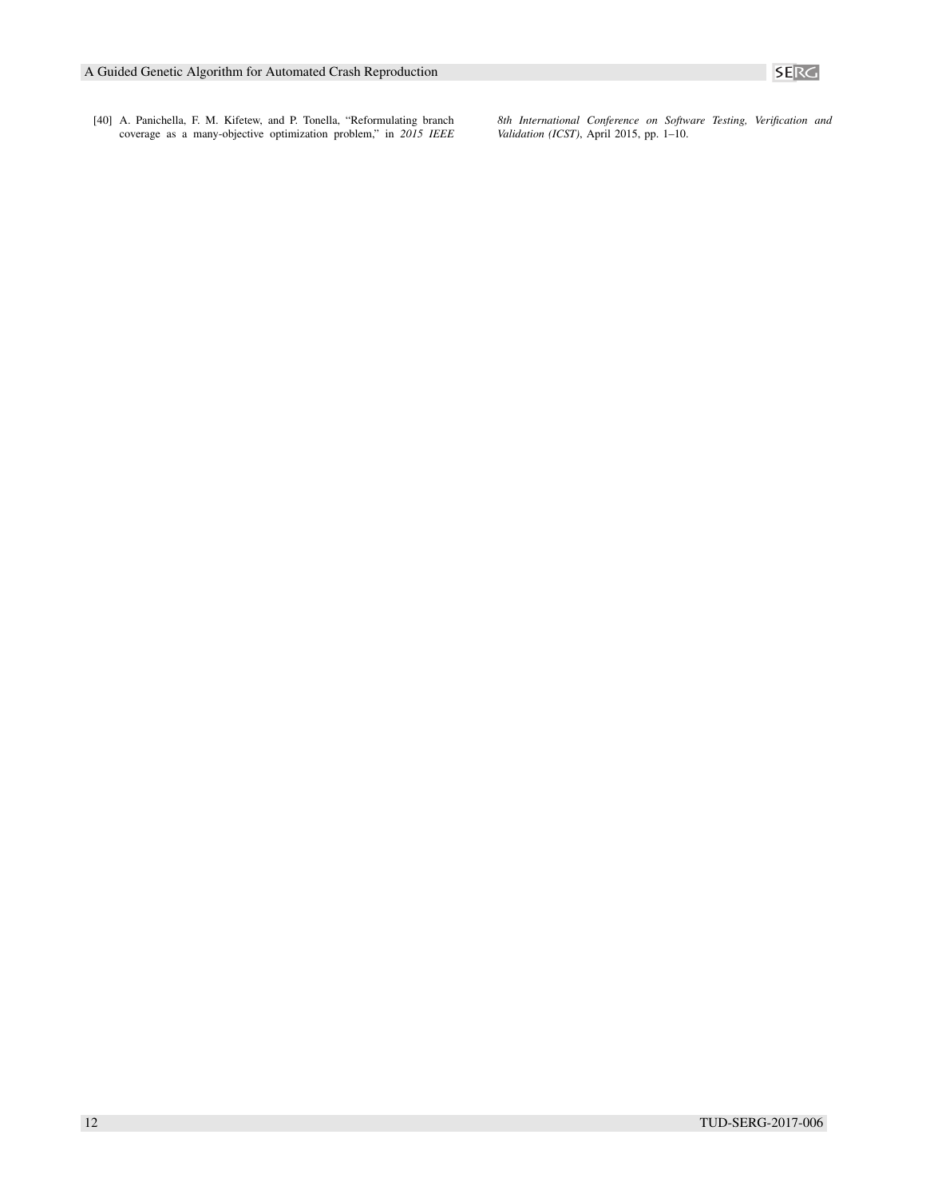[40] A. Panichella, F. M. Kifetew, and P. Tonella, "Reformulating branch coverage as a many-objective optimization problem," in *2015 IEEE 8th International Conference on Software Testing, Verification and Validation (ICST)*, April 2015, pp. 1–10.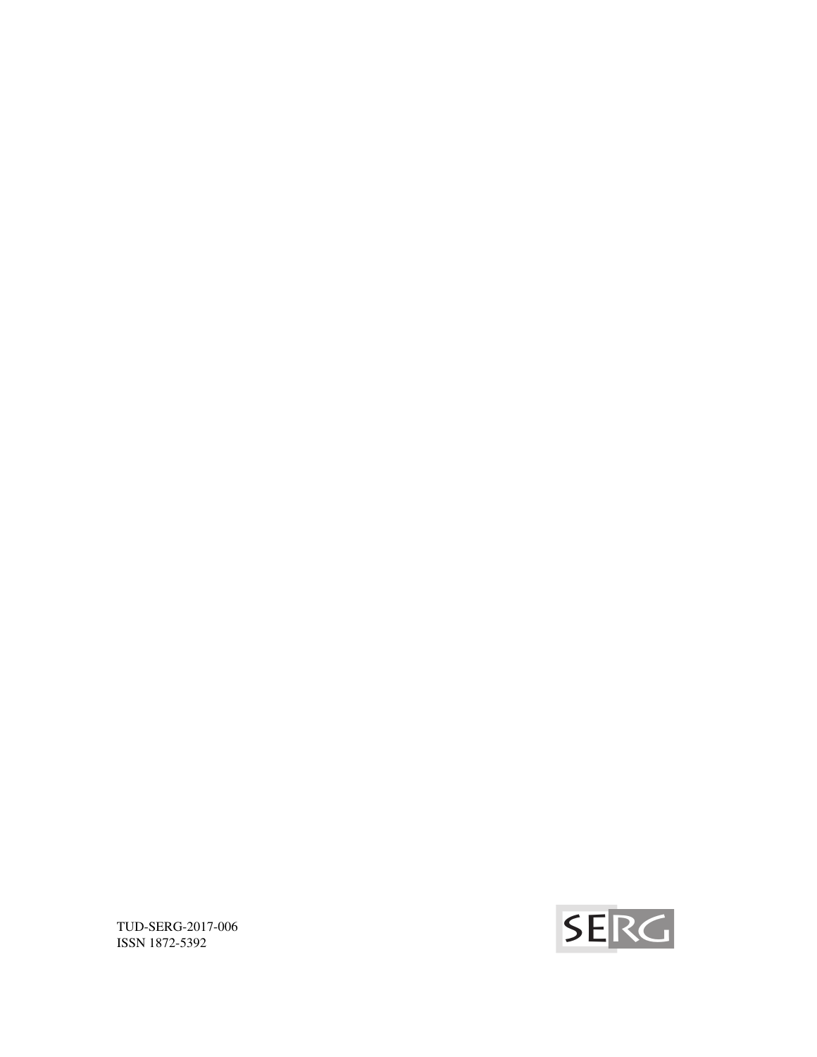TUD-SERG-2017-006
ISSN 1872-5392

SERG